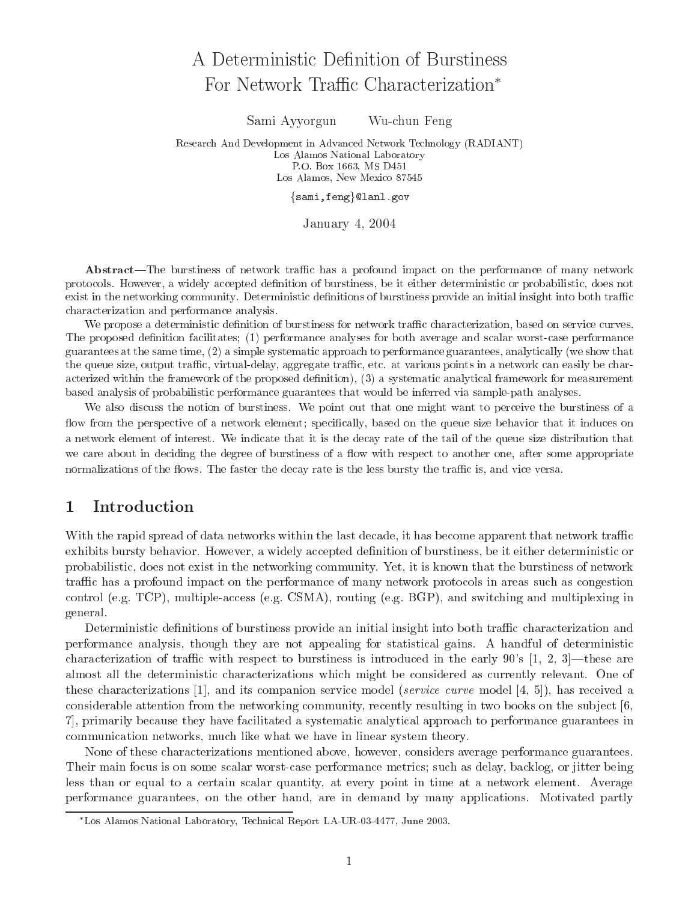# A Deterministic Definition of Burstiness For Network Traffic Characterization*

Sami Ayyorgun Wu-chun Feng

Research And Development in Advanced Network Technology (RADIANT)
Los Alamos National Laboratory
P.O. Box 1663, MS D451
Los Alamos, New Mexico 87545

{sami,feng}@lanl.gov

January 4, 2004

**Abstract**—The burstiness of network traffic has a profound impact on the performance of many network protocols. However, a widely accepted definition of burstiness, be it either deterministic or probabilistic, does not exist in the networking community. Deterministic definitions of burstiness provide an initial insight into both traffic characterization and performance analysis.

We propose a deterministic definition of burstiness for network traffic characterization, based on service curves. The proposed definition facilitates; (1) performance analyses for both average and scalar worst-case performance guarantees at the same time, (2) a simple systematic approach to performance guarantees, analytically (we show that the queue size, output traffic, virtual-delay, aggregate traffic, etc. at various points in a network can easily be characterized within the framework of the proposed definition), (3) a systematic analytical framework for measurement based analysis of probabilistic performance guarantees that would be inferred via sample-path analyses.

We also discuss the notion of burstiness. We point out that one might want to perceive the burstiness of a flow from the perspective of a network element; specifically, based on the queue size behavior that it induces on a network element of interest. We indicate that it is the decay rate of the tail of the queue size distribution that we care about in deciding the degree of burstiness of a flow with respect to another one, after some appropriate normalizations of the flows. The faster the decay rate is the less bursty the traffic is, and vice versa.

## 1 Introduction

With the rapid spread of data networks within the last decade, it has become apparent that network traffic exhibits bursty behavior. However, a widely accepted definition of burstiness, be it either deterministic or probabilistic, does not exist in the networking community. Yet, it is known that the burstiness of network traffic has a profound impact on the performance of many network protocols in areas such as congestion control (e.g. TCP), multiple-access (e.g. CSMA), routing (e.g. BGP), and switching and multiplexing in general.

Deterministic definitions of burstiness provide an initial insight into both traffic characterization and performance analysis, though they are not appealing for statistical gains. A handful of deterministic characterization of traffic with respect to burstiness is introduced in the early 90's [1, 2, 3]—these are almost all the deterministic characterizations which might be considered as currently relevant. One of these characterizations [1], and its companion service model (*service curve* model [4, 5]), has received a considerable attention from the networking community, recently resulting in two books on the subject [6, 7], primarily because they have facilitated a systematic analytical approach to performance guarantees in communication networks, much like what we have in linear system theory.

None of these characterizations mentioned above, however, considers average performance guarantees. Their main focus is on some scalar worst-case performance metrics; such as delay, backlog, or jitter being less than or equal to a certain scalar quantity, at every point in time at a network element. Average performance guarantees, on the other hand, are in demand by many applications. Motivated partly

*Los Alamos National Laboratory, Technical Report LA-UR-03-4477, June 2003.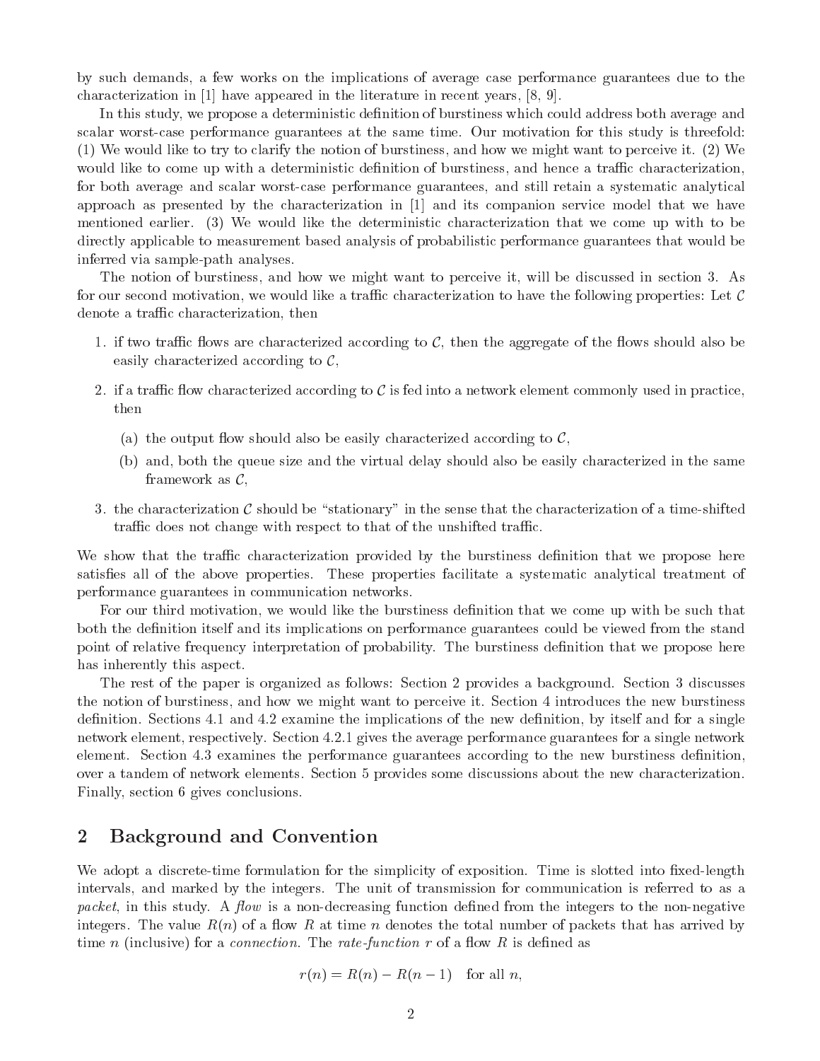by such demands, a few works on the implications of average case performance guarantees due to the characterization in [1] have appeared in the literature in recent years, [8, 9].

In this study, we propose a deterministic definition of burstiness which could address both average and scalar worst-case performance guarantees at the same time. Our motivation for this study is threefold: (1) We would like to try to clarify the notion of burstiness, and how we might want to perceive it. (2) We would like to come up with a deterministic definition of burstiness, and hence a traffic characterization, for both average and scalar worst-case performance guarantees, and still retain a systematic analytical approach as presented by the characterization in [1] and its companion service model that we have mentioned earlier. (3) We would like the deterministic characterization that we come up with to be directly applicable to measurement based analysis of probabilistic performance guarantees that would be inferred via sample-path analyses.

The notion of burstiness, and how we might want to perceive it, will be discussed in section 3. As for our second motivation, we would like a traffic characterization to have the following properties: Let $\mathcal{C}$ denote a traffic characterization, then

1. if two traffic flows are characterized according to $\mathcal{C}$, then the aggregate of the flows should also be easily characterized according to $\mathcal{C}$,
2. if a traffic flow characterized according to $\mathcal{C}$ is fed into a network element commonly used in practice, then
   (a) the output flow should also be easily characterized according to $\mathcal{C}$,
   (b) and, both the queue size and the virtual delay should also be easily characterized in the same framework as $\mathcal{C}$,
3. the characterization $\mathcal{C}$ should be "stationary" in the sense that the characterization of a time-shifted traffic does not change with respect to that of the unshifted traffic.

We show that the traffic characterization provided by the burstiness definition that we propose here satisfies all of the above properties. These properties facilitate a systematic analytical treatment of performance guarantees in communication networks.

For our third motivation, we would like the burstiness definition that we come up with be such that both the definition itself and its implications on performance guarantees could be viewed from the stand point of relative frequency interpretation of probability. The burstiness definition that we propose here has inherently this aspect.

The rest of the paper is organized as follows: Section 2 provides a background. Section 3 discusses the notion of burstiness, and how we might want to perceive it. Section 4 introduces the new burstiness definition. Sections 4.1 and 4.2 examine the implications of the new definition, by itself and for a single network element, respectively. Section 4.2.1 gives the average performance guarantees for a single network element. Section 4.3 examines the performance guarantees according to the new burstiness definition, over a tandem of network elements. Section 5 provides some discussions about the new characterization. Finally, section 6 gives conclusions.

## 2 Background and Convention

We adopt a discrete-time formulation for the simplicity of exposition. Time is slotted into fixed-length intervals, and marked by the integers. The unit of transmission for communication is referred to as a *packet*, in this study. A *flow* is a non-decreasing function defined from the integers to the non-negative integers. The value $R(n)$ of a flow $R$ at time $n$ denotes the total number of packets that has arrived by time $n$ (inclusive) for a *connection*. The *rate-function* $r$ of a flow $R$ is defined as

$$r(n) = R(n) - R(n-1) \quad \text{for all } n,$$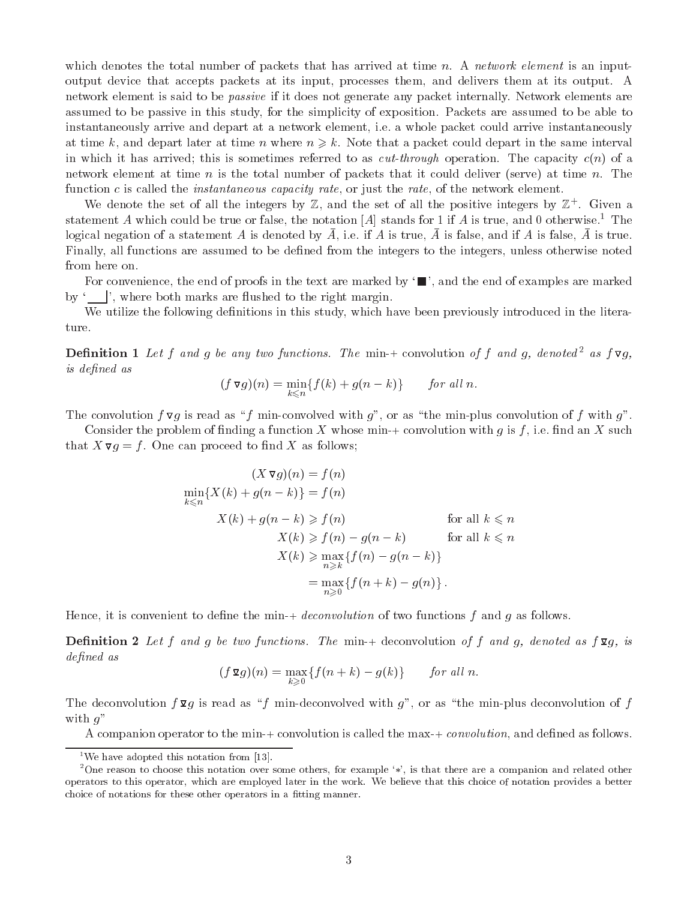which denotes the total number of packets that has arrived at time $n$. A *network element* is an input-output device that accepts packets at its input, processes them, and delivers them at its output. A network element is said to be *passive* if it does not generate any packet internally. Network elements are assumed to be passive in this study, for the simplicity of exposition. Packets are assumed to be able to instantaneously arrive and depart at a network element, i.e. a whole packet could arrive instantaneously at time $k$, and depart later at time $n$ where $n \geqslant k$. Note that a packet could depart in the same interval in which it has arrived; this is sometimes referred to as *cut-through* operation. The capacity $c(n)$ of a network element at time $n$ is the total number of packets that it could deliver (serve) at time $n$. The function $c$ is called the *instantaneous capacity rate*, or just the *rate*, of the network element.

We denote the set of all the integers by $\mathbb{Z}$, and the set of all the positive integers by $\mathbb{Z}^+$. Given a statement $A$ which could be true or false, the notation $[A]$ stands for 1 if $A$ is true, and 0 otherwise.[1] The logical negation of a statement $A$ is denoted by $\bar{A}$, i.e. if $A$ is true, $\bar{A}$ is false, and if $A$ is false, $\bar{A}$ is true. Finally, all functions are assumed to be defined from the integers to the integers, unless otherwise noted from here on.

For convenience, the end of proofs in the text are marked by '■', and the end of examples are marked by '\_\_\_|', where both marks are flushed to the right margin.

We utilize the following definitions in this study, which have been previously introduced in the literature.

**Definition 1** *Let $f$ and $g$ be any two functions. The* min-+ convolution *of $f$ and $g$, denoted[2] as $f \triangledown g$, is defined as*

$$(f \triangledown g)(n) = \min_{k \leqslant n}\{f(k) + g(n-k)\} \qquad \textit{for all } n.$$

The convolution $f \triangledown g$ is read as "$f$ min-convolved with $g$", or as "the min-plus convolution of $f$ with $g$".

Consider the problem of finding a function $X$ whose min-+ convolution with $g$ is $f$, i.e. find an $X$ such that $X \triangledown g = f$. One can proceed to find $X$ as follows;

$$\begin{aligned}
(X \triangledown g)(n) &= f(n) \\
\min_{k \leqslant n}\{X(k) + g(n-k)\} &= f(n) \\
X(k) + g(n-k) &\geqslant f(n) && \text{for all } k \leqslant n \\
X(k) &\geqslant f(n) - g(n-k) && \text{for all } k \leqslant n \\
X(k) &\geqslant \max_{n \geqslant k}\{f(n) - g(n-k)\} \\
&= \max_{n \geqslant 0}\{f(n+k) - g(n)\}\,.
\end{aligned}$$

Hence, it is convenient to define the min-+ *deconvolution* of two functions $f$ and $g$ as follows.

**Definition 2** *Let $f$ and $g$ be two functions. The* min-+ deconvolution *of $f$ and $g$, denoted as $f \,\overline{\triangledown}\, g$, is defined as*

$$(f \,\overline{\triangledown}\, g)(n) = \max_{k \geqslant 0}\{f(n+k) - g(k)\} \qquad \textit{for all } n.$$

The deconvolution $f \,\overline{\triangledown}\, g$ is read as "$f$ min-deconvolved with $g$", or as "the min-plus deconvolution of $f$ with $g$"

A companion operator to the min-+ convolution is called the max-+ *convolution*, and defined as follows.

---

[1] We have adopted this notation from [13].

[2] One reason to choose this notation over some others, for example '$*$', is that there are a companion and related other operators to this operator, which are employed later in the work. We believe that this choice of notation provides a better choice of notations for these other operators in a fitting manner.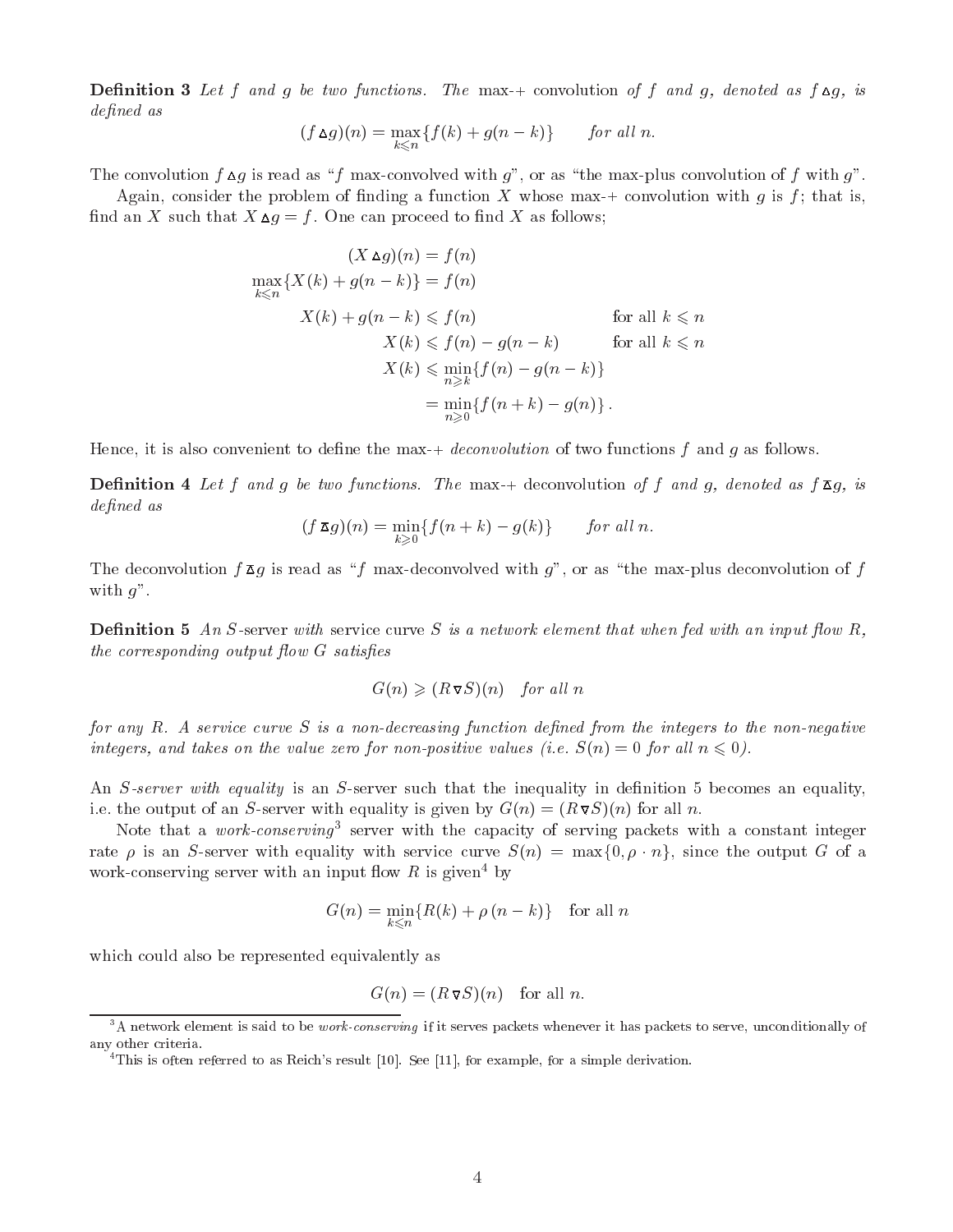**Definition 3** *Let $f$ and $g$ be two functions. The* max-+ convolution *of $f$ and $g$, denoted as $f \vartriangle g$, is defined as*

$$(f \vartriangle g)(n) = \max_{k \leqslant n}\{f(k) + g(n-k)\} \qquad \text{for all } n.$$

The convolution $f \vartriangle g$ is read as "$f$ max-convolved with $g$", or as "the max-plus convolution of $f$ with $g$".

Again, consider the problem of finding a function $X$ whose max-+ convolution with $g$ is $f$; that is, find an $X$ such that $X \vartriangle g = f$. One can proceed to find $X$ as follows;

$$\begin{aligned}
(X \vartriangle g)(n) &= f(n) \\
\max_{k \leqslant n}\{X(k) + g(n-k)\} &= f(n) \\
X(k) + g(n-k) &\leqslant f(n) && \text{for all } k \leqslant n \\
X(k) &\leqslant f(n) - g(n-k) && \text{for all } k \leqslant n \\
X(k) &\leqslant \min_{n \geqslant k}\{f(n) - g(n-k)\} \\
&= \min_{n \geqslant 0}\{f(n+k) - g(n)\}\,.
\end{aligned}$$

Hence, it is also convenient to define the max-+ *deconvolution* of two functions $f$ and $g$ as follows.

**Definition 4** *Let $f$ and $g$ be two functions. The* max-+ deconvolution *of $f$ and $g$, denoted as $f \,\overline{\vartriangle}\, g$, is defined as*

$$(f \,\overline{\vartriangle}\, g)(n) = \min_{k \geqslant 0}\{f(n+k) - g(k)\} \qquad \text{for all } n.$$

The deconvolution $f \,\overline{\vartriangle}\, g$ is read as "$f$ max-deconvolved with $g$", or as "the max-plus deconvolution of $f$ with $g$".

**Definition 5** *An $S$-*server *with* service curve *$S$ is a network element that when fed with an input flow $R$, the corresponding output flow $G$ satisfies*

$$G(n) \geqslant (R \triangledown S)(n) \quad \text{for all } n$$

*for any $R$. A service curve $S$ is a non-decreasing function defined from the integers to the non-negative integers, and takes on the value zero for non-positive values (i.e. $S(n) = 0$ for all $n \leqslant 0$).*

An *$S$-server with equality* is an $S$-server such that the inequality in definition 5 becomes an equality, i.e. the output of an $S$-server with equality is given by $G(n) = (R \triangledown S)(n)$ for all $n$.

Note that a *work-conserving*[3] server with the capacity of serving packets with a constant integer rate $\rho$ is an $S$-server with equality with service curve $S(n) = \max\{0, \rho \cdot n\}$, since the output $G$ of a work-conserving server with an input flow $R$ is given[4] by

$$G(n) = \min_{k \leqslant n}\{R(k) + \rho\,(n-k)\} \quad \text{for all } n$$

which could also be represented equivalently as

$$G(n) = (R \triangledown S)(n) \quad \text{for all } n.$$

[3] A network element is said to be *work-conserving* if it serves packets whenever it has packets to serve, unconditionally of any other criteria.

[4] This is often referred to as Reich's result [10]. See [11], for example, for a simple derivation.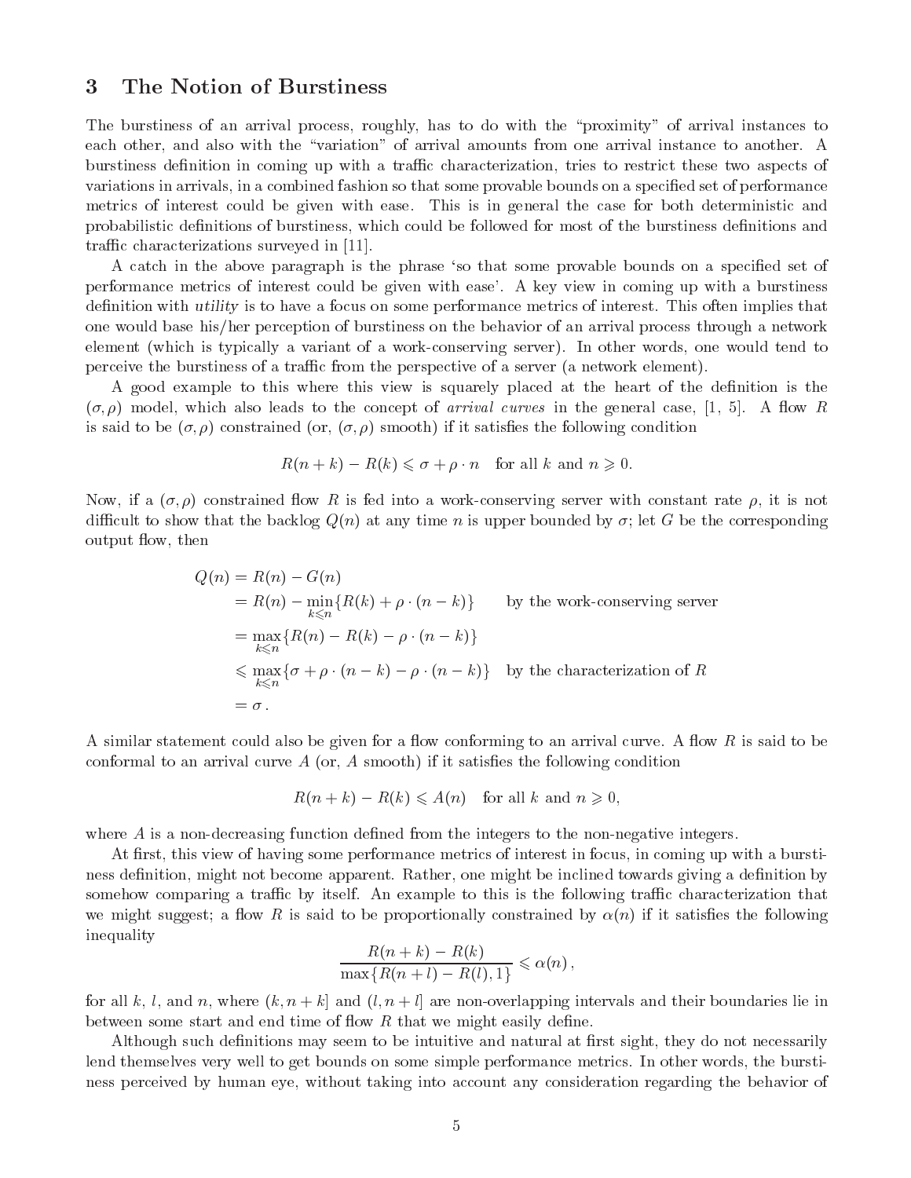## 3 The Notion of Burstiness

The burstiness of an arrival process, roughly, has to do with the "proximity" of arrival instances to each other, and also with the "variation" of arrival amounts from one arrival instance to another. A burstiness definition in coming up with a traffic characterization, tries to restrict these two aspects of variations in arrivals, in a combined fashion so that some provable bounds on a specified set of performance metrics of interest could be given with ease. This is in general the case for both deterministic and probabilistic definitions of burstiness, which could be followed for most of the burstiness definitions and traffic characterizations surveyed in [11].

A catch in the above paragraph is the phrase 'so that some provable bounds on a specified set of performance metrics of interest could be given with ease'. A key view in coming up with a burstiness definition with *utility* is to have a focus on some performance metrics of interest. This often implies that one would base his/her perception of burstiness on the behavior of an arrival process through a network element (which is typically a variant of a work-conserving server). In other words, one would tend to perceive the burstiness of a traffic from the perspective of a server (a network element).

A good example to this where this view is squarely placed at the heart of the definition is the $(\sigma, \rho)$ model, which also leads to the concept of *arrival curves* in the general case, [1, 5]. A flow $R$ is said to be $(\sigma, \rho)$ constrained (or, $(\sigma, \rho)$ smooth) if it satisfies the following condition

$$R(n+k) - R(k) \leqslant \sigma + \rho \cdot n \quad \text{for all } k \text{ and } n \geqslant 0.$$

Now, if a $(\sigma, \rho)$ constrained flow $R$ is fed into a work-conserving server with constant rate $\rho$, it is not difficult to show that the backlog $Q(n)$ at any time $n$ is upper bounded by $\sigma$; let $G$ be the corresponding output flow, then

$$\begin{aligned}
Q(n) &= R(n) - G(n) \\
&= R(n) - \min_{k \leqslant n}\{R(k) + \rho \cdot (n-k)\} \qquad \text{by the work-conserving server} \\
&= \max_{k \leqslant n}\{R(n) - R(k) - \rho \cdot (n-k)\} \\
&\leqslant \max_{k \leqslant n}\{\sigma + \rho \cdot (n-k) - \rho \cdot (n-k)\} \quad \text{by the characterization of } R \\
&= \sigma\,.
\end{aligned}$$

A similar statement could also be given for a flow conforming to an arrival curve. A flow $R$ is said to be conformal to an arrival curve $A$ (or, $A$ smooth) if it satisfies the following condition

$$R(n+k) - R(k) \leqslant A(n) \quad \text{for all } k \text{ and } n \geqslant 0,$$

where $A$ is a non-decreasing function defined from the integers to the non-negative integers.

At first, this view of having some performance metrics of interest in focus, in coming up with a burstiness definition, might not become apparent. Rather, one might be inclined towards giving a definition by somehow comparing a traffic by itself. An example to this is the following traffic characterization that we might suggest; a flow $R$ is said to be proportionally constrained by $\alpha(n)$ if it satisfies the following inequality

$$\frac{R(n+k) - R(k)}{\max\{R(n+l) - R(l), 1\}} \leqslant \alpha(n)\,,$$

for all $k$, $l$, and $n$, where $(k, n+k]$ and $(l, n+l]$ are non-overlapping intervals and their boundaries lie in between some start and end time of flow $R$ that we might easily define.

Although such definitions may seem to be intuitive and natural at first sight, they do not necessarily lend themselves very well to get bounds on some simple performance metrics. In other words, the burstiness perceived by human eye, without taking into account any consideration regarding the behavior of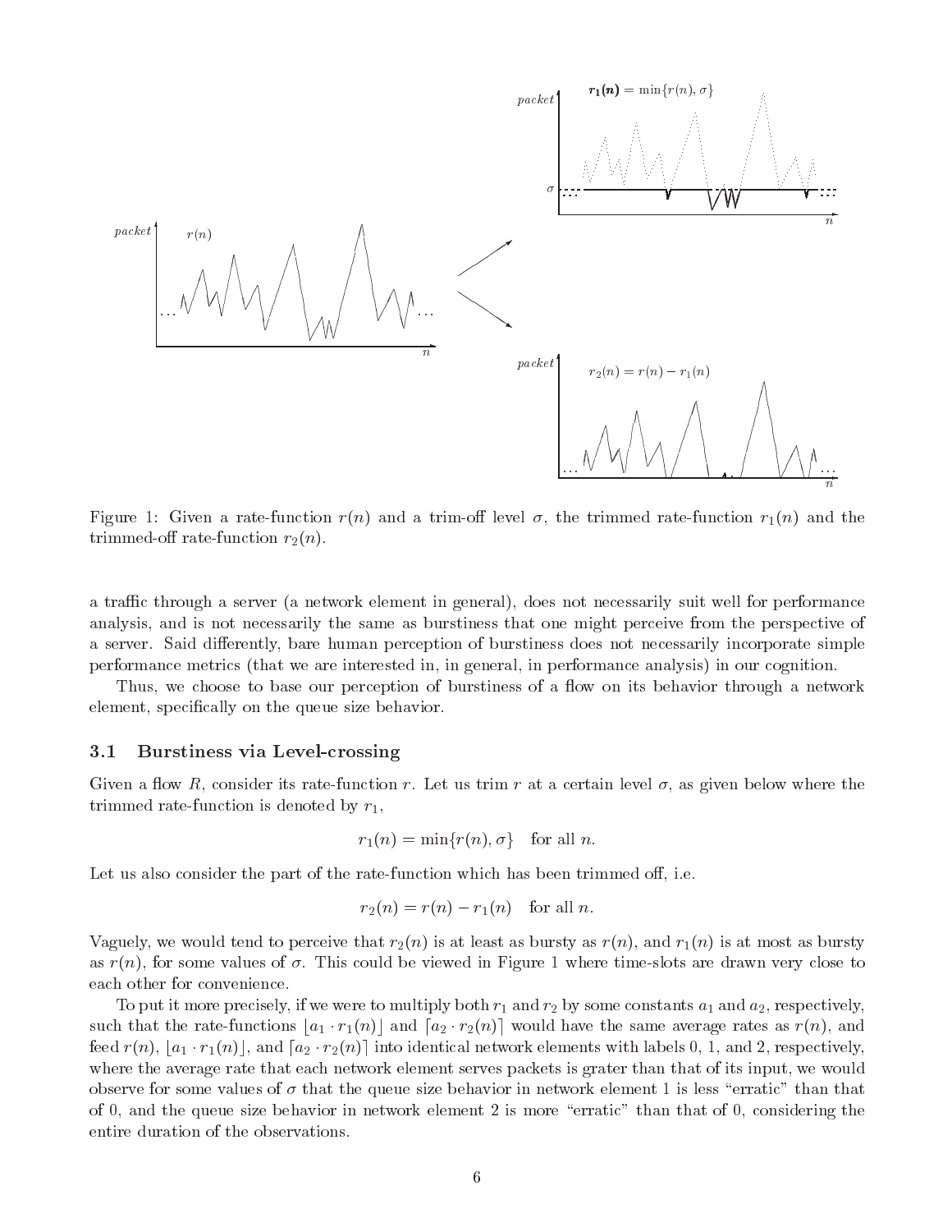Figure 1: Given a rate-function $r(n)$ and a trim-off level $\sigma$, the trimmed rate-function $r_1(n)$ and the trimmed-off rate-function $r_2(n)$.

a traffic through a server (a network element in general), does not necessarily suit well for performance analysis, and is not necessarily the same as burstiness that one might perceive from the perspective of a server. Said differently, bare human perception of burstiness does not necessarily incorporate simple performance metrics (that we are interested in, in general, in performance analysis) in our cognition.

Thus, we choose to base our perception of burstiness of a flow on its behavior through a network element, specifically on the queue size behavior.

### 3.1 Burstiness via Level-crossing

Given a flow $R$, consider its rate-function $r$. Let us trim $r$ at a certain level $\sigma$, as given below where the trimmed rate-function is denoted by $r_1$,

$$r_1(n) = \min\{r(n), \sigma\} \quad \text{for all } n.$$

Let us also consider the part of the rate-function which has been trimmed off, i.e.

$$r_2(n) = r(n) - r_1(n) \quad \text{for all } n.$$

Vaguely, we would tend to perceive that $r_2(n)$ is at least as bursty as $r(n)$, and $r_1(n)$ is at most as bursty as $r(n)$, for some values of $\sigma$. This could be viewed in Figure 1 where time-slots are drawn very close to each other for convenience.

To put it more precisely, if we were to multiply both $r_1$ and $r_2$ by some constants $a_1$ and $a_2$, respectively, such that the rate-functions $\lfloor a_1 \cdot r_1(n) \rfloor$ and $\lceil a_2 \cdot r_2(n) \rceil$ would have the same average rates as $r(n)$, and feed $r(n)$, $\lfloor a_1 \cdot r_1(n) \rfloor$, and $\lceil a_2 \cdot r_2(n) \rceil$ into identical network elements with labels 0, 1, and 2, respectively, where the average rate that each network element serves packets is grater than that of its input, we would observe for some values of $\sigma$ that the queue size behavior in network element 1 is less "erratic" than that of 0, and the queue size behavior in network element 2 is more "erratic" than that of 0, considering the entire duration of the observations.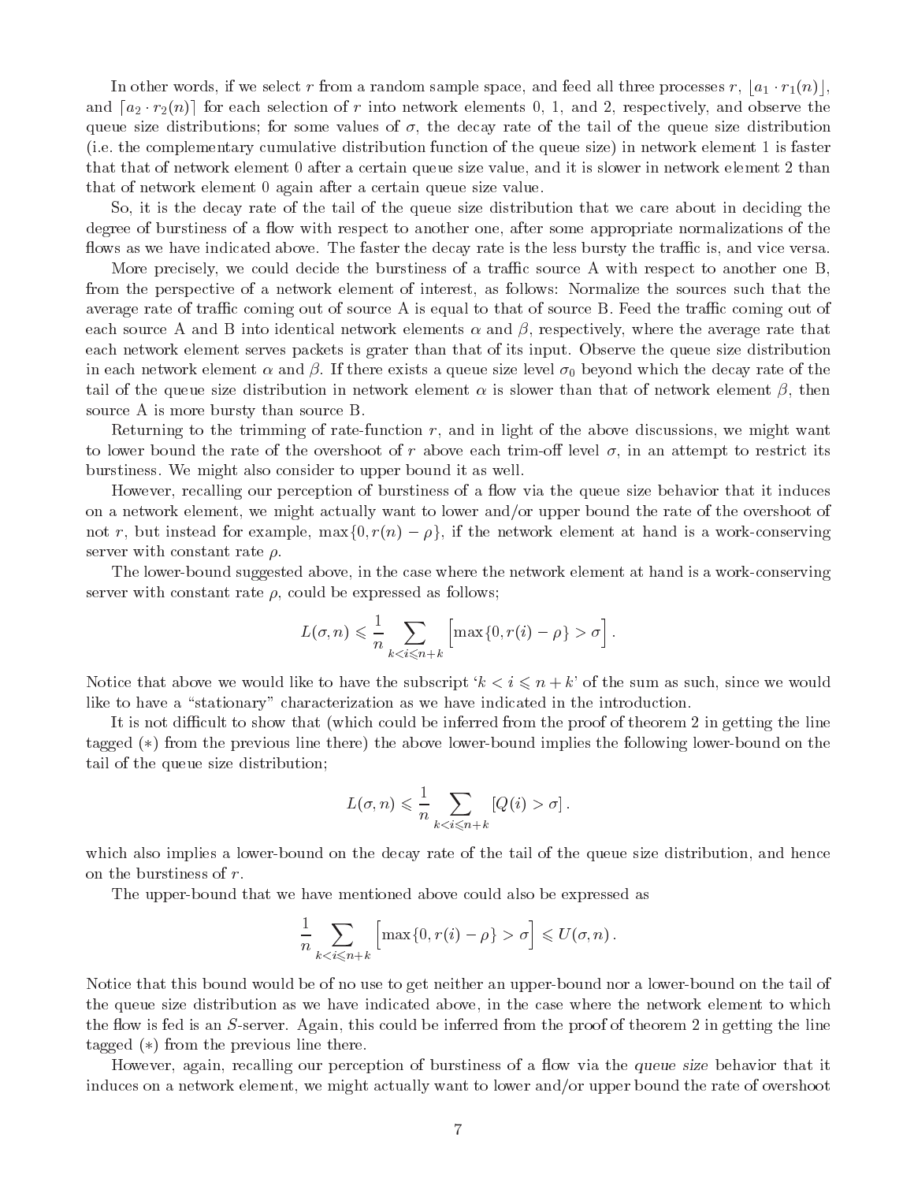In other words, if we select $r$ from a random sample space, and feed all three processes $r$, $\lfloor a_1 \cdot r_1(n) \rfloor$, and $\lceil a_2 \cdot r_2(n) \rceil$ for each selection of $r$ into network elements 0, 1, and 2, respectively, and observe the queue size distributions; for some values of $\sigma$, the decay rate of the tail of the queue size distribution (i.e. the complementary cumulative distribution function of the queue size) in network element 1 is faster that that of network element 0 after a certain queue size value, and it is slower in network element 2 than that of network element 0 again after a certain queue size value.

So, it is the decay rate of the tail of the queue size distribution that we care about in deciding the degree of burstiness of a flow with respect to another one, after some appropriate normalizations of the flows as we have indicated above. The faster the decay rate is the less bursty the traffic is, and vice versa.

More precisely, we could decide the burstiness of a traffic source A with respect to another one B, from the perspective of a network element of interest, as follows: Normalize the sources such that the average rate of traffic coming out of source A is equal to that of source B. Feed the traffic coming out of each source A and B into identical network elements $\alpha$ and $\beta$, respectively, where the average rate that each network element serves packets is grater than that of its input. Observe the queue size distribution in each network element $\alpha$ and $\beta$. If there exists a queue size level $\sigma_0$ beyond which the decay rate of the tail of the queue size distribution in network element $\alpha$ is slower than that of network element $\beta$, then source A is more bursty than source B.

Returning to the trimming of rate-function $r$, and in light of the above discussions, we might want to lower bound the rate of the overshoot of $r$ above each trim-off level $\sigma$, in an attempt to restrict its burstiness. We might also consider to upper bound it as well.

However, recalling our perception of burstiness of a flow via the queue size behavior that it induces on a network element, we might actually want to lower and/or upper bound the rate of the overshoot of not $r$, but instead for example, $\max\{0, r(n) - \rho\}$, if the network element at hand is a work-conserving server with constant rate $\rho$.

The lower-bound suggested above, in the case where the network element at hand is a work-conserving server with constant rate $\rho$, could be expressed as follows;

$$L(\sigma, n) \leqslant \frac{1}{n} \sum_{k < i \leqslant n+k} \Big[ \max\{0, r(i) - \rho\} > \sigma \Big] .$$

Notice that above we would like to have the subscript '$k < i \leqslant n + k$' of the sum as such, since we would like to have a "stationary" characterization as we have indicated in the introduction.

It is not difficult to show that (which could be inferred from the proof of theorem 2 in getting the line tagged $(*)$ from the previous line there) the above lower-bound implies the following lower-bound on the tail of the queue size distribution;

$$L(\sigma, n) \leqslant \frac{1}{n} \sum_{k < i \leqslant n+k} [Q(i) > \sigma] .$$

which also implies a lower-bound on the decay rate of the tail of the queue size distribution, and hence on the burstiness of $r$.

The upper-bound that we have mentioned above could also be expressed as

$$\frac{1}{n} \sum_{k < i \leqslant n+k} \Big[ \max\{0, r(i) - \rho\} > \sigma \Big] \leqslant U(\sigma, n) .$$

Notice that this bound would be of no use to get neither an upper-bound nor a lower-bound on the tail of the queue size distribution as we have indicated above, in the case where the network element to which the flow is fed is an $S$-server. Again, this could be inferred from the proof of theorem 2 in getting the line tagged $(*)$ from the previous line there.

However, again, recalling our perception of burstiness of a flow via the *queue size* behavior that it induces on a network element, we might actually want to lower and/or upper bound the rate of overshoot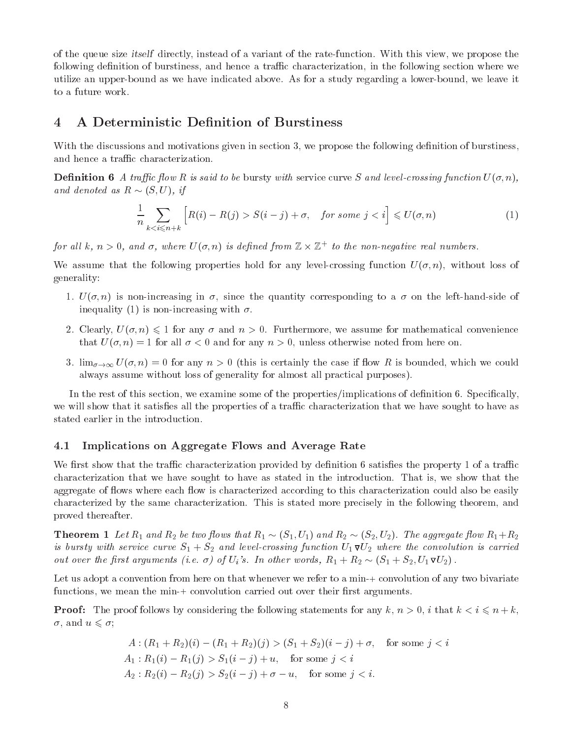of the queue size *itself* directly, instead of a variant of the rate-function. With this view, we propose the following definition of burstiness, and hence a traffic characterization, in the following section where we utilize an upper-bound as we have indicated above. As for a study regarding a lower-bound, we leave it to a future work.

# 4 A Deterministic Definition of Burstiness

With the discussions and motivations given in section 3, we propose the following definition of burstiness, and hence a traffic characterization.

**Definition 6** *A traffic flow $R$ is said to be* bursty *with* service curve *$S$ and level-crossing function $U(\sigma, n)$, and denoted as $R \sim (S, U)$, if*

$$\frac{1}{n} \sum_{k < i \leqslant n+k} \Big[ R(i) - R(j) > S(i-j) + \sigma, \quad \text{for some } j < i \Big] \leqslant U(\sigma, n) \tag{1}$$

*for all $k$, $n > 0$, and $\sigma$, where $U(\sigma, n)$ is defined from $\mathbb{Z} \times \mathbb{Z}^+$ to the non-negative real numbers.*

We assume that the following properties hold for any level-crossing function $U(\sigma, n)$, without loss of generality:

1. $U(\sigma, n)$ is non-increasing in $\sigma$, since the quantity corresponding to a $\sigma$ on the left-hand-side of inequality (1) is non-increasing with $\sigma$.
2. Clearly, $U(\sigma, n) \leqslant 1$ for any $\sigma$ and $n > 0$. Furthermore, we assume for mathematical convenience that $U(\sigma, n) = 1$ for all $\sigma < 0$ and for any $n > 0$, unless otherwise noted from here on.
3. $\lim_{\sigma \to \infty} U(\sigma, n) = 0$ for any $n > 0$ (this is certainly the case if flow $R$ is bounded, which we could always assume without loss of generality for almost all practical purposes).

In the rest of this section, we examine some of the properties/implications of definition 6. Specifically, we will show that it satisfies all the properties of a traffic characterization that we have sought to have as stated earlier in the introduction.

## 4.1 Implications on Aggregate Flows and Average Rate

We first show that the traffic characterization provided by definition 6 satisfies the property 1 of a traffic characterization that we have sought to have as stated in the introduction. That is, we show that the aggregate of flows where each flow is characterized according to this characterization could also be easily characterized by the same characterization. This is stated more precisely in the following theorem, and proved thereafter.

**Theorem 1** *Let $R_1$ and $R_2$ be two flows that $R_1 \sim (S_1, U_1)$ and $R_2 \sim (S_2, U_2)$. The aggregate flow $R_1 + R_2$ is bursty with service curve $S_1 + S_2$ and level-crossing function $U_1 \triangledown U_2$ where the convolution is carried out over the first arguments (i.e. $\sigma$) of $U_i$'s. In other words, $R_1 + R_2 \sim (S_1 + S_2, U_1 \triangledown U_2)$.*

Let us adopt a convention from here on that whenever we refer to a min-+ convolution of any two bivariate functions, we mean the min-+ convolution carried out over their first arguments.

**Proof:** The proof follows by considering the following statements for any $k$, $n > 0$, $i$ that $k < i \leqslant n + k$, $\sigma$, and $u \leqslant \sigma$;

$$\begin{aligned}
A &: (R_1 + R_2)(i) - (R_1 + R_2)(j) > (S_1 + S_2)(i - j) + \sigma, \quad \text{for some } j < i \\
A_1 &: R_1(i) - R_1(j) > S_1(i - j) + u, \quad \text{for some } j < i \\
A_2 &: R_2(i) - R_2(j) > S_2(i - j) + \sigma - u, \quad \text{for some } j < i.
\end{aligned}$$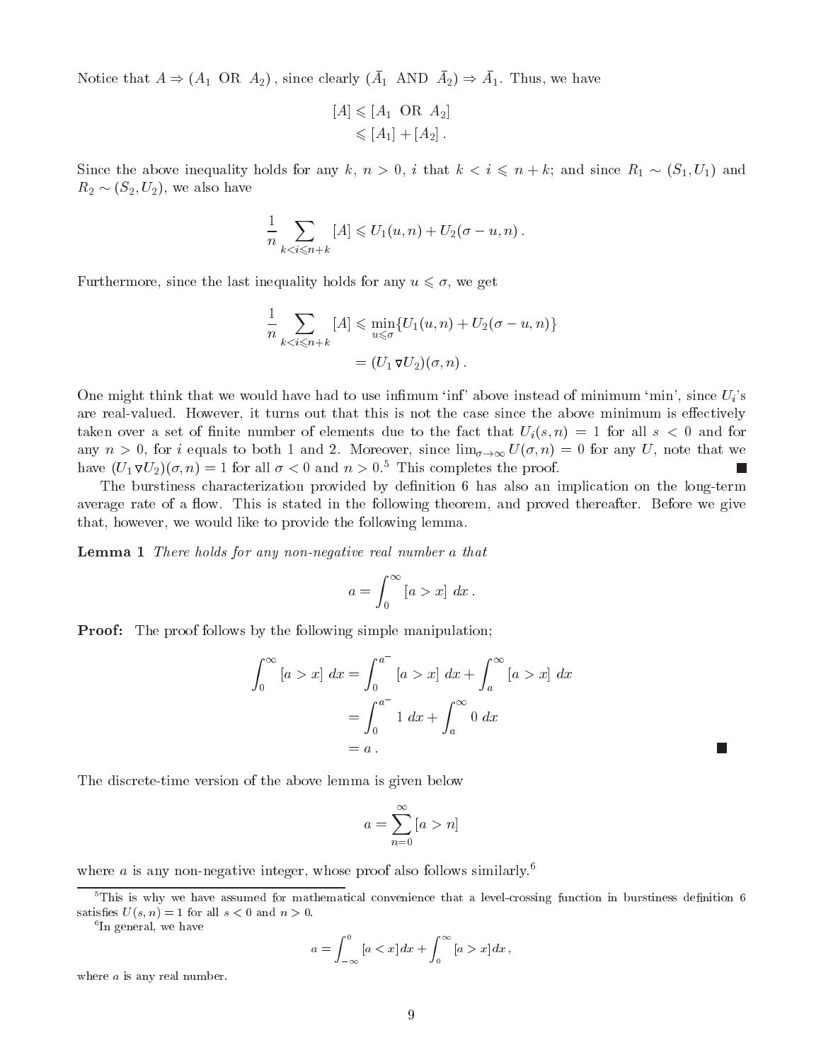Notice that $A \Rightarrow (A_1 \text{ OR } A_2)$ , since clearly $(\bar{A}_1 \text{ AND } \bar{A}_2) \Rightarrow \bar{A}_1$. Thus, we have

$$
\begin{aligned}
[A] &\leqslant [A_1 \text{ OR } A_2] \\
&\leqslant [A_1] + [A_2] \, .
\end{aligned}
$$

Since the above inequality holds for any $k$, $n > 0$, $i$ that $k < i \leqslant n + k$; and since $R_1 \sim (S_1, U_1)$ and $R_2 \sim (S_2, U_2)$, we also have

$$
\frac{1}{n} \sum_{k<i\leqslant n+k} [A] \leqslant U_1(u,n) + U_2(\sigma - u, n) \, .
$$

Furthermore, since the last inequality holds for any $u \leqslant \sigma$, we get

$$
\begin{aligned}
\frac{1}{n} \sum_{k<i\leqslant n+k} [A] &\leqslant \min_{u \leqslant \sigma} \{U_1(u,n) + U_2(\sigma - u, n)\} \\
&= (U_1 \triangledown U_2)(\sigma, n) \, .
\end{aligned}
$$

One might think that we would have had to use infimum 'inf' above instead of minimum 'min', since $U_i$'s are real-valued. However, it turns out that this is not the case since the above minimum is effectively taken over a set of finite number of elements due to the fact that $U_i(s,n) = 1$ for all $s < 0$ and for any $n > 0$, for $i$ equals to both 1 and 2. Moreover, since $\lim_{\sigma \to \infty} U(\sigma, n) = 0$ for any $U$, note that we have $(U_1 \triangledown U_2)(\sigma, n) = 1$ for all $\sigma < 0$ and $n > 0$.[5] This completes the proof. ∎

The burstiness characterization provided by definition 6 has also an implication on the long-term average rate of a flow. This is stated in the following theorem, and proved thereafter. Before we give that, however, we would like to provide the following lemma.

**Lemma 1** *There holds for any non-negative real number $a$ that*

$$
a = \int_0^\infty [a > x] \; dx \, .
$$

**Proof:** The proof follows by the following simple manipulation;

$$
\begin{aligned}
\int_0^\infty [a > x] \; dx &= \int_0^{a^-} [a > x] \; dx + \int_a^\infty [a > x] \; dx \\
&= \int_0^{a^-} 1 \; dx + \int_a^\infty 0 \; dx \\
&= a \, .
\end{aligned}
$$

∎

The discrete-time version of the above lemma is given below

$$
a = \sum_{n=0}^{\infty} [a > n]
$$

where $a$ is any non-negative integer, whose proof also follows similarly.[6]

---

[5] This is why we have assumed for mathematical convenience that a level-crossing function in burstiness definition 6 satisfies $U(s,n) = 1$ for all $s < 0$ and $n > 0$.

[6] In general, we have

$$
a = \int_{-\infty}^{0} [a < x] dx + \int_0^\infty [a > x] dx \, ,
$$

where $a$ is any real number.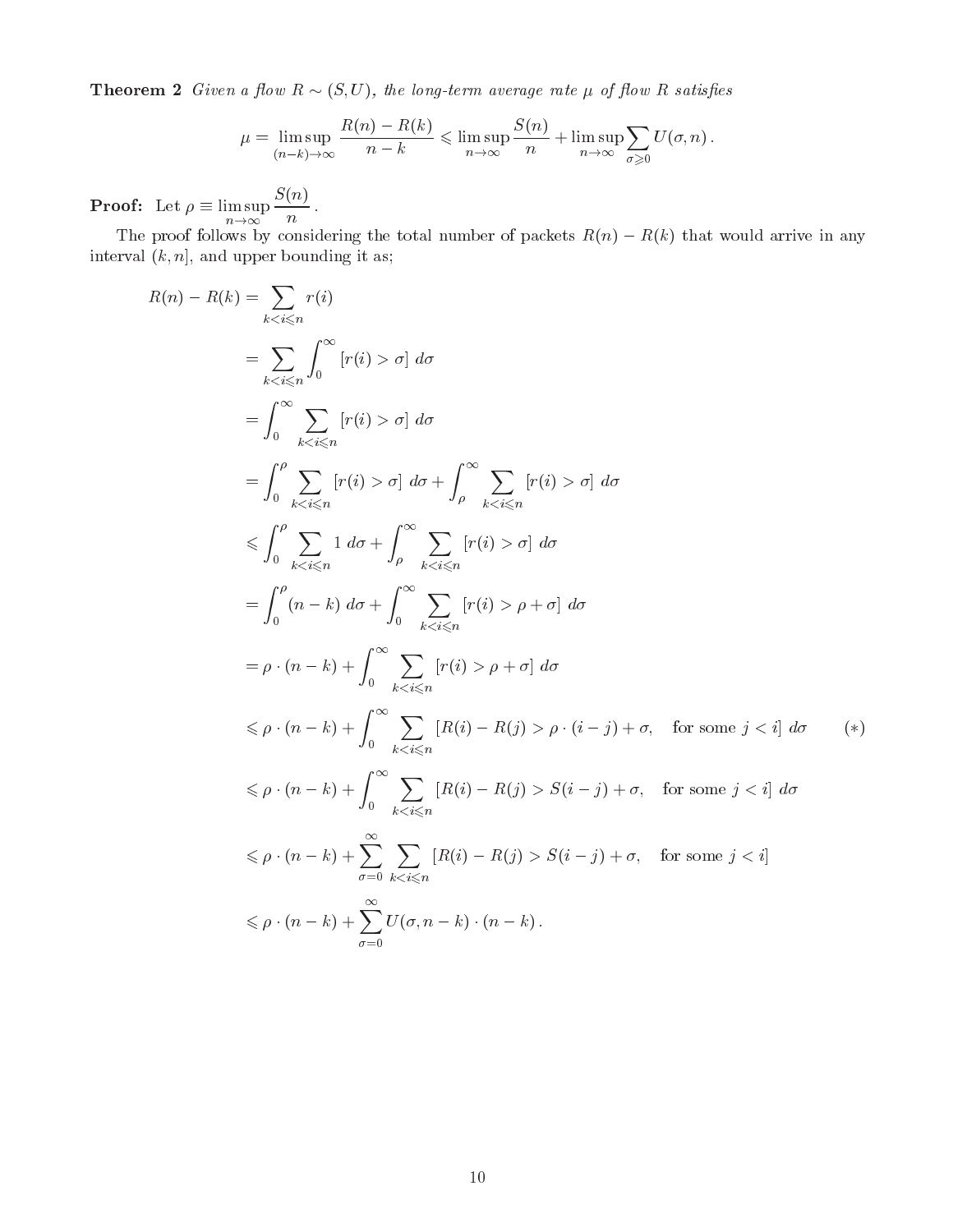**Theorem 2** *Given a flow $R \sim (S, U)$, the long-term average rate $\mu$ of flow $R$ satisfies*

$$\mu = \limsup_{(n-k)\to\infty} \frac{R(n) - R(k)}{n-k} \leqslant \limsup_{n\to\infty} \frac{S(n)}{n} + \limsup_{n\to\infty} \sum_{\sigma \geqslant 0} U(\sigma, n) \,.$$

**Proof:** Let $\rho \equiv \limsup_{n\to\infty} \frac{S(n)}{n}$.

The proof follows by considering the total number of packets $R(n) - R(k)$ that would arrive in any interval $(k, n]$, and upper bounding it as;

$$
\begin{aligned}
R(n) - R(k) &= \sum_{k<i\leqslant n} r(i) \\
&= \sum_{k<i\leqslant n} \int_0^\infty [r(i) > \sigma] \; d\sigma \\
&= \int_0^\infty \sum_{k<i\leqslant n} [r(i) > \sigma] \; d\sigma \\
&= \int_0^\rho \sum_{k<i\leqslant n} [r(i) > \sigma] \; d\sigma + \int_\rho^\infty \sum_{k<i\leqslant n} [r(i) > \sigma] \; d\sigma \\
&\leqslant \int_0^\rho \sum_{k<i\leqslant n} 1 \; d\sigma + \int_\rho^\infty \sum_{k<i\leqslant n} [r(i) > \sigma] \; d\sigma \\
&= \int_0^\rho (n-k) \; d\sigma + \int_0^\infty \sum_{k<i\leqslant n} [r(i) > \rho + \sigma] \; d\sigma \\
&= \rho \cdot (n-k) + \int_0^\infty \sum_{k<i\leqslant n} [r(i) > \rho + \sigma] \; d\sigma \\
&\leqslant \rho \cdot (n-k) + \int_0^\infty \sum_{k<i\leqslant n} [R(i) - R(j) > \rho \cdot (i-j) + \sigma, \quad \text{for some } j < i] \; d\sigma \qquad (*) \\
&\leqslant \rho \cdot (n-k) + \int_0^\infty \sum_{k<i\leqslant n} [R(i) - R(j) > S(i-j) + \sigma, \quad \text{for some } j < i] \; d\sigma \\
&\leqslant \rho \cdot (n-k) + \sum_{\sigma=0}^\infty \sum_{k<i\leqslant n} [R(i) - R(j) > S(i-j) + \sigma, \quad \text{for some } j < i] \\
&\leqslant \rho \cdot (n-k) + \sum_{\sigma=0}^\infty U(\sigma, n-k) \cdot (n-k) \,.
\end{aligned}
$$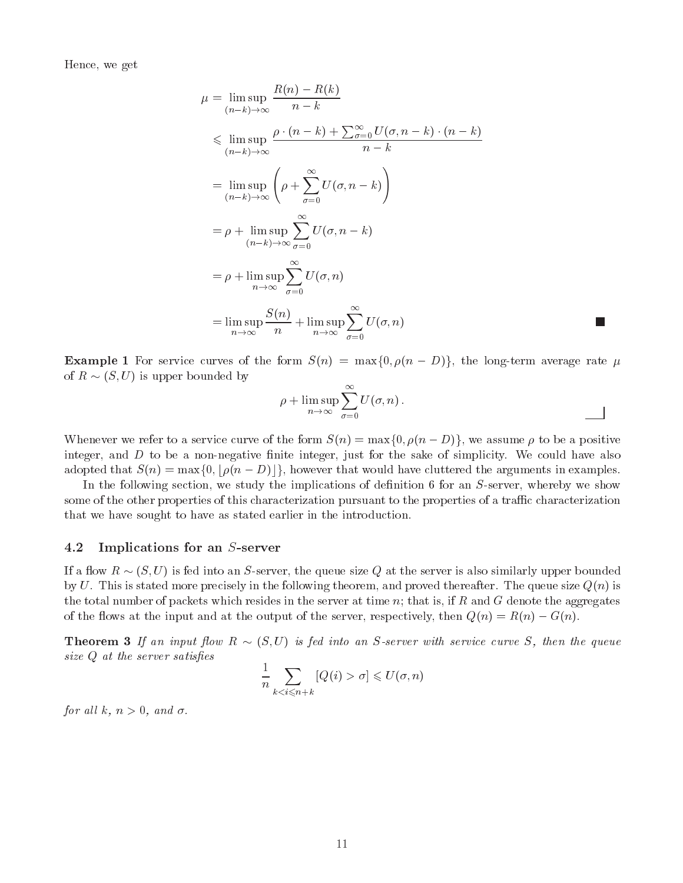Hence, we get

$$
\begin{aligned}
\mu &= \limsup_{(n-k)\to\infty} \frac{R(n) - R(k)}{n-k} \\
&\leqslant \limsup_{(n-k)\to\infty} \frac{\rho \cdot (n-k) + \sum_{\sigma=0}^{\infty} U(\sigma, n-k) \cdot (n-k)}{n-k} \\
&= \limsup_{(n-k)\to\infty} \left( \rho + \sum_{\sigma=0}^{\infty} U(\sigma, n-k) \right) \\
&= \rho + \limsup_{(n-k)\to\infty} \sum_{\sigma=0}^{\infty} U(\sigma, n-k) \\
&= \rho + \limsup_{n\to\infty} \sum_{\sigma=0}^{\infty} U(\sigma, n) \\
&= \limsup_{n\to\infty} \frac{S(n)}{n} + \limsup_{n\to\infty} \sum_{\sigma=0}^{\infty} U(\sigma, n)
\end{aligned}
$$

∎

**Example 1** For service curves of the form $S(n) = \max\{0, \rho(n-D)\}$, the long-term average rate $\mu$ of $R \sim (S, U)$ is upper bounded by

$$
\rho + \limsup_{n\to\infty} \sum_{\sigma=0}^{\infty} U(\sigma, n).
$$

Whenever we refer to a service curve of the form $S(n) = \max\{0, \rho(n-D)\}$, we assume $\rho$ to be a positive integer, and $D$ to be a non-negative finite integer, just for the sake of simplicity. We could have also adopted that $S(n) = \max\{0, \lfloor \rho(n-D) \rfloor\}$, however that would have cluttered the arguments in examples.

In the following section, we study the implications of definition 6 for an $S$-server, whereby we show some of the other properties of this characterization pursuant to the properties of a traffic characterization that we have sought to have as stated earlier in the introduction.

## 4.2 Implications for an $S$-server

If a flow $R \sim (S, U)$ is fed into an $S$-server, the queue size $Q$ at the server is also similarly upper bounded by $U$. This is stated more precisely in the following theorem, and proved thereafter. The queue size $Q(n)$ is the total number of packets which resides in the server at time $n$; that is, if $R$ and $G$ denote the aggregates of the flows at the input and at the output of the server, respectively, then $Q(n) = R(n) - G(n)$.

**Theorem 3** *If an input flow $R \sim (S, U)$ is fed into an $S$-server with service curve $S$, then the queue size $Q$ at the server satisfies*

$$
\frac{1}{n} \sum_{k < i \leqslant n+k} [Q(i) > \sigma] \leqslant U(\sigma, n)
$$

*for all $k$, $n > 0$, and $\sigma$.*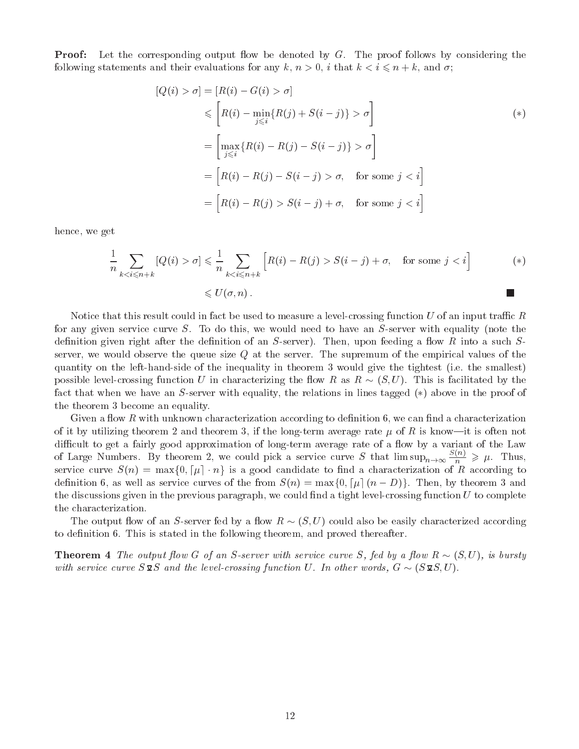**Proof:** Let the corresponding output flow be denoted by $G$. The proof follows by considering the following statements and their evaluations for any $k$, $n > 0$, $i$ that $k < i \leqslant n + k$, and $\sigma$;

$$
\begin{aligned}
[Q(i) > \sigma] &= [R(i) - G(i) > \sigma] \\
&\leqslant \left[ R(i) - \min_{j \leqslant i}\{R(j) + S(i-j)\} > \sigma \right] && (*) \\
&= \left[ \max_{j \leqslant i}\{R(i) - R(j) - S(i-j)\} > \sigma \right] \\
&= \Big[ R(i) - R(j) - S(i-j) > \sigma, \quad \text{for some } j < i \Big] \\
&= \Big[ R(i) - R(j) > S(i-j) + \sigma, \quad \text{for some } j < i \Big]
\end{aligned}
$$

hence, we get

$$
\begin{aligned}
\frac{1}{n} \sum_{k < i \leqslant n+k} [Q(i) > \sigma] &\leqslant \frac{1}{n} \sum_{k < i \leqslant n+k} \Big[ R(i) - R(j) > S(i-j) + \sigma, \quad \text{for some } j < i \Big] && (*) \\
&\leqslant U(\sigma, n)\,.
\end{aligned}
$$

■

Notice that this result could in fact be used to measure a level-crossing function $U$ of an input traffic $R$ for any given service curve $S$. To do this, we would need to have an $S$-server with equality (note the definition given right after the definition of an $S$-server). Then, upon feeding a flow $R$ into a such $S$-server, we would observe the queue size $Q$ at the server. The supremum of the empirical values of the quantity on the left-hand-side of the inequality in theorem 3 would give the tightest (i.e. the smallest) possible level-crossing function $U$ in characterizing the flow $R$ as $R \sim (S, U)$. This is facilitated by the fact that when we have an $S$-server with equality, the relations in lines tagged $(*)$ above in the proof of the theorem 3 become an equality.

Given a flow $R$ with unknown characterization according to definition 6, we can find a characterization of it by utilizing theorem 2 and theorem 3, if the long-term average rate $\mu$ of $R$ is know—it is often not difficult to get a fairly good approximation of long-term average rate of a flow by a variant of the Law of Large Numbers. By theorem 2, we could pick a service curve $S$ that $\limsup_{n \to \infty} \frac{S(n)}{n} \geqslant \mu$. Thus, service curve $S(n) = \max\{0, \lceil \mu \rceil \cdot n\}$ is a good candidate to find a characterization of $R$ according to definition 6, as well as service curves of the from $S(n) = \max\{0, \lceil \mu \rceil (n - D)\}$. Then, by theorem 3 and the discussions given in the previous paragraph, we could find a tight level-crossing function $U$ to complete the characterization.

The output flow of an $S$-server fed by a flow $R \sim (S, U)$ could also be easily characterized according to definition 6. This is stated in the following theorem, and proved thereafter.

**Theorem 4** *The output flow $G$ of an $S$-server with service curve $S$, fed by a flow $R \sim (S, U)$, is bursty with service curve $S \,\overline{\underline{\vee}}\, S$ and the level-crossing function $U$. In other words, $G \sim (S \,\overline{\underline{\vee}}\, S, U)$.*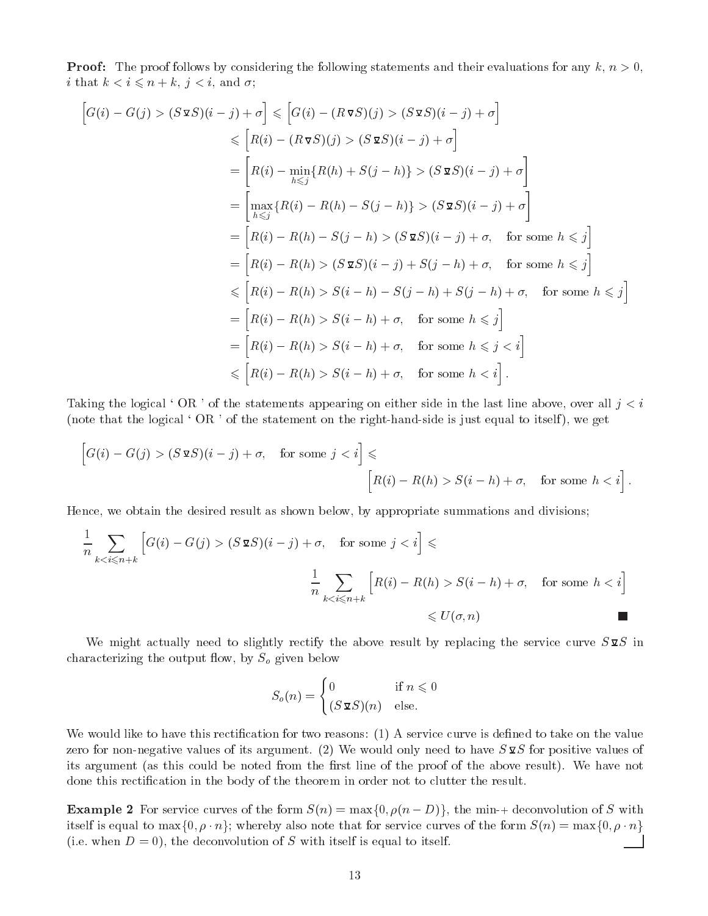**Proof:** The proof follows by considering the following statements and their evaluations for any $k$, $n > 0$, $i$ that $k < i \leqslant n + k$, $j < i$, and $\sigma$;

$$
\begin{aligned}
\Big[G(i) - G(j) > (S \,\overline{\wedge}\, S)(i-j) + \sigma\Big] &\leqslant \Big[G(i) - (R \,\overline{\vee}\, S)(j) > (S \,\overline{\wedge}\, S)(i-j) + \sigma\Big] \\
&\leqslant \Big[R(i) - (R \,\overline{\vee}\, S)(j) > (S \,\overline{\wedge}\, S)(i-j) + \sigma\Big] \\
&= \Big[R(i) - \min_{h \leqslant j}\{R(h) + S(j-h)\} > (S \,\overline{\wedge}\, S)(i-j) + \sigma\Big] \\
&= \Big[\max_{h \leqslant j}\{R(i) - R(h) - S(j-h)\} > (S \,\overline{\wedge}\, S)(i-j) + \sigma\Big] \\
&= \Big[R(i) - R(h) - S(j-h) > (S \,\overline{\wedge}\, S)(i-j) + \sigma, \quad \text{for some } h \leqslant j\Big] \\
&= \Big[R(i) - R(h) > (S \,\overline{\wedge}\, S)(i-j) + S(j-h) + \sigma, \quad \text{for some } h \leqslant j\Big] \\
&\leqslant \Big[R(i) - R(h) > S(i-h) - S(j-h) + S(j-h) + \sigma, \quad \text{for some } h \leqslant j\Big] \\
&= \Big[R(i) - R(h) > S(i-h) + \sigma, \quad \text{for some } h \leqslant j\Big] \\
&= \Big[R(i) - R(h) > S(i-h) + \sigma, \quad \text{for some } h \leqslant j < i\Big] \\
&\leqslant \Big[R(i) - R(h) > S(i-h) + \sigma, \quad \text{for some } h < i\Big].
\end{aligned}
$$

Taking the logical ' OR ' of the statements appearing on either side in the last line above, over all $j < i$ (note that the logical ' OR ' of the statement on the right-hand-side is just equal to itself), we get

$$
\Big[G(i) - G(j) > (S \,\overline{\wedge}\, S)(i-j) + \sigma, \quad \text{for some } j < i\Big] \leqslant \Big[R(i) - R(h) > S(i-h) + \sigma, \quad \text{for some } h < i\Big].
$$

Hence, we obtain the desired result as shown below, by appropriate summations and divisions;

$$
\begin{aligned}
\frac{1}{n} \sum_{k < i \leqslant n+k} \Big[G(i) - G(j) > (S \,\overline{\wedge}\, S)(i-j) + \sigma, \quad \text{for some } j < i\Big] &\leqslant \\
\frac{1}{n} \sum_{k < i \leqslant n+k} \Big[R(i) - R(h) > S(i-h) + \sigma, \quad \text{for some } h < i\Big]& \\
\leqslant U(\sigma, n)&
\end{aligned}
$$

■

We might actually need to slightly rectify the above result by replacing the service curve $S \,\overline{\wedge}\, S$ in characterizing the output flow, by $S_o$ given below

$$
S_o(n) = \begin{cases} 0 & \text{if } n \leqslant 0 \\ (S \,\overline{\wedge}\, S)(n) & \text{else.} \end{cases}
$$

We would like to have this rectification for two reasons: (1) A service curve is defined to take on the value zero for non-negative values of its argument. (2) We would only need to have $S \,\overline{\wedge}\, S$ for positive values of its argument (as this could be noted from the first line of the proof of the above result). We have not done this rectification in the body of the theorem in order not to clutter the result.

**Example 2** For service curves of the form $S(n) = \max\{0, \rho(n - D)\}$, the min-+ deconvolution of $S$ with itself is equal to $\max\{0, \rho \cdot n\}$; whereby also note that for service curves of the form $S(n) = \max\{0, \rho \cdot n\}$ (i.e. when $D = 0$), the deconvolution of $S$ with itself is equal to itself.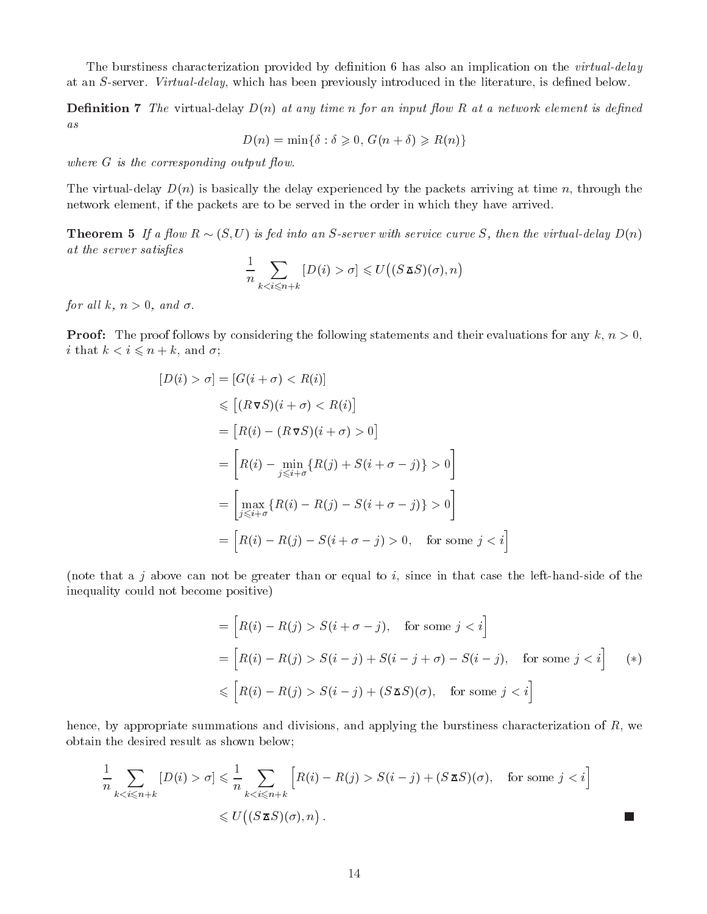The burstiness characterization provided by definition 6 has also an implication on the *virtual-delay* at an $S$-server. *Virtual-delay*, which has been previously introduced in the literature, is defined below.

**Definition 7** *The* virtual-delay $D(n)$ *at any time* $n$ *for an input flow* $R$ *at a network element is defined as*

$$D(n) = \min\{\delta : \delta \geqslant 0,\, G(n+\delta) \geqslant R(n)\}$$

*where* $G$ *is the corresponding output flow.*

The virtual-delay $D(n)$ is basically the delay experienced by the packets arriving at time $n$, through the network element, if the packets are to be served in the order in which they have arrived.

**Theorem 5** *If a flow* $R \sim (S, U)$ *is fed into an* $S$*-server with service curve* $S$*, then the virtual-delay* $D(n)$ *at the server satisfies*

$$\frac{1}{n} \sum_{k < i \leqslant n+k} [D(i) > \sigma] \leqslant U\big((S \,\overline{\Delta}\, S)(\sigma), n\big)$$

*for all* $k$*,* $n > 0$*, and* $\sigma$*.*

**Proof:** The proof follows by considering the following statements and their evaluations for any $k$, $n > 0$, $i$ that $k < i \leqslant n + k$, and $\sigma$;

$$
\begin{aligned}
[D(i) > \sigma] &= [G(i+\sigma) < R(i)] \\
&\leqslant \big[(R \,\underline{\nabla}\, S)(i+\sigma) < R(i)\big] \\
&= \big[R(i) - (R \,\underline{\nabla}\, S)(i+\sigma) > 0\big] \\
&= \left[R(i) - \min_{j \leqslant i+\sigma}\{R(j) + S(i+\sigma-j)\} > 0\right] \\
&= \left[\max_{j \leqslant i+\sigma}\{R(i) - R(j) - S(i+\sigma-j)\} > 0\right] \\
&= \Big[R(i) - R(j) - S(i+\sigma-j) > 0, \quad \text{for some } j < i\Big]
\end{aligned}
$$

(note that a $j$ above can not be greater than or equal to $i$, since in that case the left-hand-side of the inequality could not become positive)

$$
\begin{aligned}
&= \Big[R(i) - R(j) > S(i+\sigma-j), \quad \text{for some } j < i\Big] \\
&= \Big[R(i) - R(j) > S(i-j) + S(i-j+\sigma) - S(i-j), \quad \text{for some } j < i\Big] \qquad (*) \\
&\leqslant \Big[R(i) - R(j) > S(i-j) + (S \,\overline{\Delta}\, S)(\sigma), \quad \text{for some } j < i\Big]
\end{aligned}
$$

hence, by appropriate summations and divisions, and applying the burstiness characterization of $R$, we obtain the desired result as shown below;

$$
\begin{aligned}
\frac{1}{n} \sum_{k < i \leqslant n+k} [D(i) > \sigma] &\leqslant \frac{1}{n} \sum_{k < i \leqslant n+k} \Big[R(i) - R(j) > S(i-j) + (S \,\overline{\Delta}\, S)(\sigma), \quad \text{for some } j < i\Big] \\
&\leqslant U\big((S \,\overline{\Delta}\, S)(\sigma), n\big).
\end{aligned}
$$

■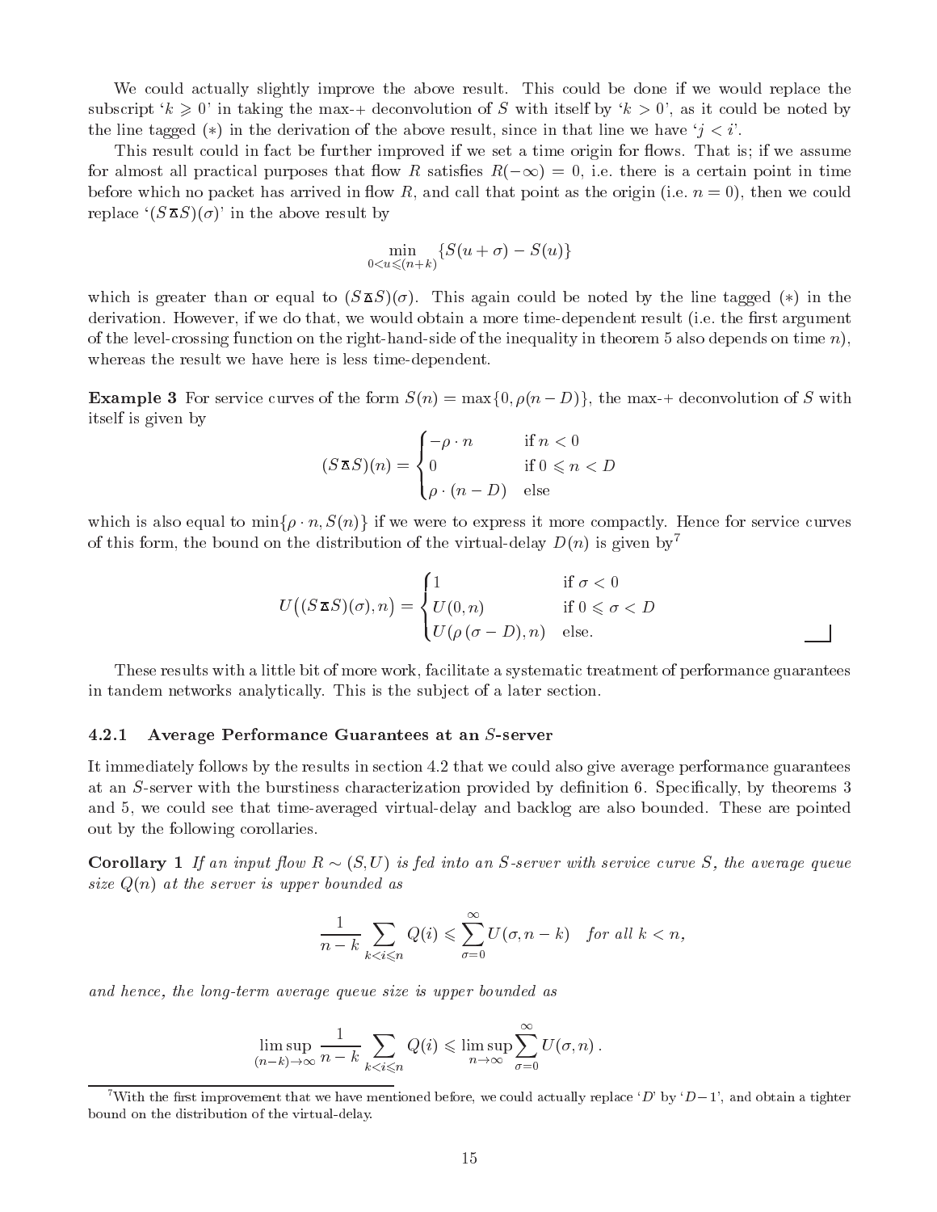We could actually slightly improve the above result. This could be done if we would replace the subscript '$k \geqslant 0$' in taking the max-+ deconvolution of $S$ with itself by '$k > 0$', as it could be noted by the line tagged $(*)$ in the derivation of the above result, since in that line we have '$j < i$'.

This result could in fact be further improved if we set a time origin for flows. That is; if we assume for almost all practical purposes that flow $R$ satisfies $R(-\infty) = 0$, i.e. there is a certain point in time before which no packet has arrived in flow $R$, and call that point as the origin (i.e. $n = 0$), then we could replace '$(S \bar{\Delta} S)(\sigma)$' in the above result by

$$\min_{0<u\leqslant(n+k)} \{S(u+\sigma) - S(u)\}$$

which is greater than or equal to $(S \bar{\Delta} S)(\sigma)$. This again could be noted by the line tagged $(*)$ in the derivation. However, if we do that, we would obtain a more time-dependent result (i.e. the first argument of the level-crossing function on the right-hand-side of the inequality in theorem 5 also depends on time $n$), whereas the result we have here is less time-dependent.

**Example 3** For service curves of the form $S(n) = \max\{0, \rho(n-D)\}$, the max-+ deconvolution of $S$ with itself is given by

$$(S \bar{\Delta} S)(n) = \begin{cases} -\rho \cdot n & \text{if } n < 0 \\ 0 & \text{if } 0 \leqslant n < D \\ \rho \cdot (n-D) & \text{else} \end{cases}$$

which is also equal to $\min\{\rho \cdot n, S(n)\}$ if we were to express it more compactly. Hence for service curves of this form, the bound on the distribution of the virtual-delay $D(n)$ is given by[7]

$$U\big((S \bar{\Delta} S)(\sigma), n\big) = \begin{cases} 1 & \text{if } \sigma < 0 \\ U(0,n) & \text{if } 0 \leqslant \sigma < D \\ U(\rho\,(\sigma - D), n) & \text{else.} \end{cases}$$

These results with a little bit of more work, facilitate a systematic treatment of performance guarantees in tandem networks analytically. This is the subject of a later section.

### 4.2.1 Average Performance Guarantees at an $S$-server

It immediately follows by the results in section 4.2 that we could also give average performance guarantees at an $S$-server with the burstiness characterization provided by definition 6. Specifically, by theorems 3 and 5, we could see that time-averaged virtual-delay and backlog are also bounded. These are pointed out by the following corollaries.

**Corollary 1** *If an input flow $R \sim (S, U)$ is fed into an $S$-server with service curve $S$, the average queue size $Q(n)$ at the server is upper bounded as*

$$\frac{1}{n-k} \sum_{k<i\leqslant n} Q(i) \leqslant \sum_{\sigma=0}^{\infty} U(\sigma, n-k) \quad \textit{for all } k < n,$$

*and hence, the long-term average queue size is upper bounded as*

$$\limsup_{(n-k)\to\infty} \frac{1}{n-k} \sum_{k<i\leqslant n} Q(i) \leqslant \limsup_{n\to\infty} \sum_{\sigma=0}^{\infty} U(\sigma, n)\,.$$

---

[7] With the first improvement that we have mentioned before, we could actually replace '$D$' by '$D-1$', and obtain a tighter bound on the distribution of the virtual-delay.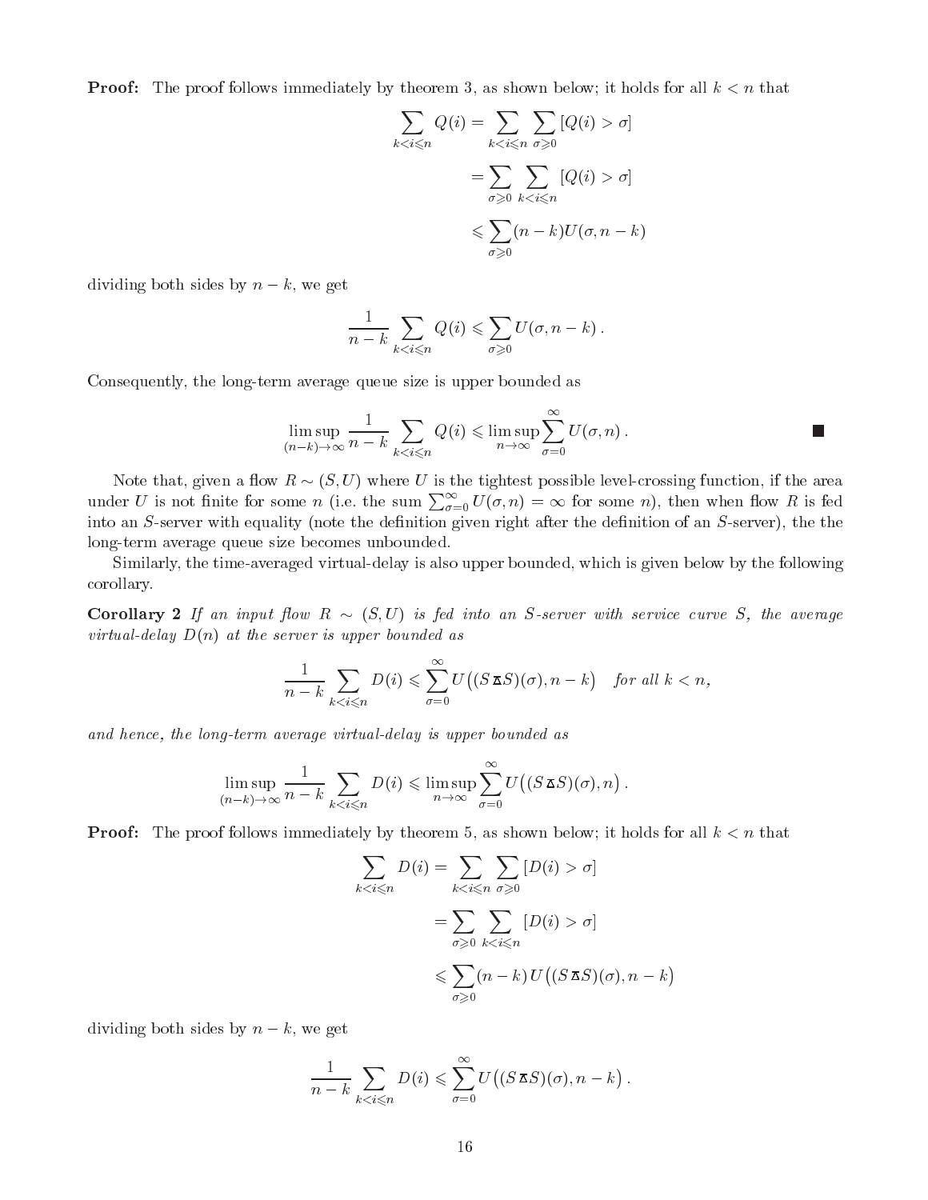**Proof:** The proof follows immediately by theorem 3, as shown below; it holds for all $k < n$ that

$$\begin{aligned}
\sum_{k<i\leqslant n} Q(i) &= \sum_{k<i\leqslant n} \sum_{\sigma\geqslant 0} [Q(i) > \sigma] \\
&= \sum_{\sigma\geqslant 0} \sum_{k<i\leqslant n} [Q(i) > \sigma] \\
&\leqslant \sum_{\sigma\geqslant 0} (n-k) U(\sigma, n-k)
\end{aligned}$$

dividing both sides by $n-k$, we get

$$\frac{1}{n-k} \sum_{k<i\leqslant n} Q(i) \leqslant \sum_{\sigma\geqslant 0} U(\sigma, n-k) \,.$$

Consequently, the long-term average queue size is upper bounded as

$$\limsup_{(n-k)\to\infty} \frac{1}{n-k} \sum_{k<i\leqslant n} Q(i) \leqslant \limsup_{n\to\infty} \sum_{\sigma=0}^{\infty} U(\sigma, n) \,. \qquad \blacksquare$$

Note that, given a flow $R \sim (S, U)$ where $U$ is the tightest possible level-crossing function, if the area under $U$ is not finite for some $n$ (i.e. the sum $\sum_{\sigma=0}^{\infty} U(\sigma, n) = \infty$ for some $n$), then when flow $R$ is fed into an $S$-server with equality (note the definition given right after the definition of an $S$-server), the the long-term average queue size becomes unbounded.

Similarly, the time-averaged virtual-delay is also upper bounded, which is given below by the following corollary.

**Corollary 2** *If an input flow $R \sim (S, U)$ is fed into an $S$-server with service curve $S$, the average virtual-delay $D(n)$ at the server is upper bounded as*

$$\frac{1}{n-k} \sum_{k<i\leqslant n} D(i) \leqslant \sum_{\sigma=0}^{\infty} U\big((S \,\bar{\Delta}\, S)(\sigma), n-k\big) \quad \text{for all } k < n,$$

*and hence, the long-term average virtual-delay is upper bounded as*

$$\limsup_{(n-k)\to\infty} \frac{1}{n-k} \sum_{k<i\leqslant n} D(i) \leqslant \limsup_{n\to\infty} \sum_{\sigma=0}^{\infty} U\big((S \,\bar{\Delta}\, S)(\sigma), n\big) \,.$$

**Proof:** The proof follows immediately by theorem 5, as shown below; it holds for all $k < n$ that

$$\begin{aligned}
\sum_{k<i\leqslant n} D(i) &= \sum_{k<i\leqslant n} \sum_{\sigma\geqslant 0} [D(i) > \sigma] \\
&= \sum_{\sigma\geqslant 0} \sum_{k<i\leqslant n} [D(i) > \sigma] \\
&\leqslant \sum_{\sigma\geqslant 0} (n-k)\, U\big((S \,\bar{\Delta}\, S)(\sigma), n-k\big)
\end{aligned}$$

dividing both sides by $n-k$, we get

$$\frac{1}{n-k} \sum_{k<i\leqslant n} D(i) \leqslant \sum_{\sigma=0}^{\infty} U\big((S \,\bar{\Delta}\, S)(\sigma), n-k\big) \,.$$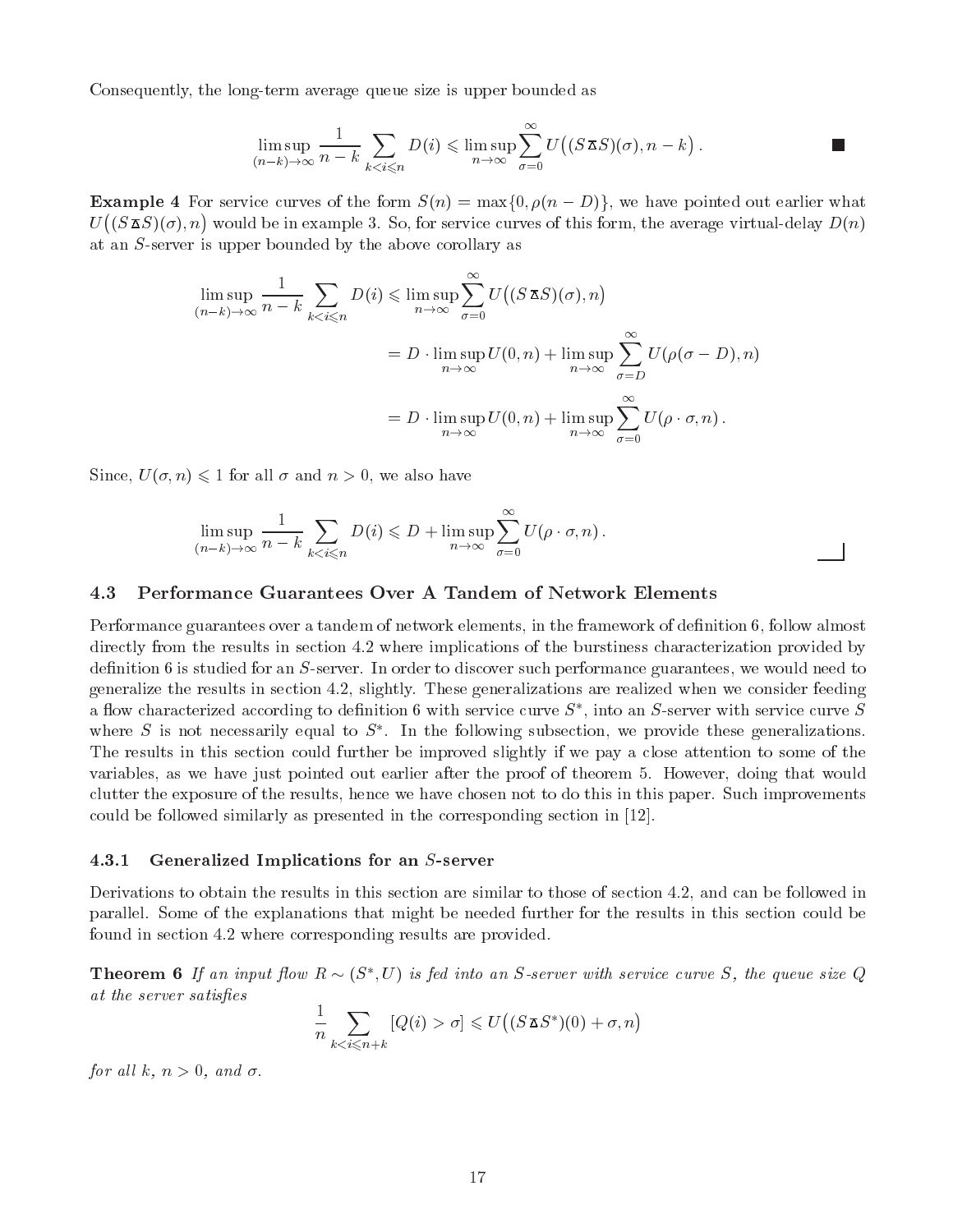Consequently, the long-term average queue size is upper bounded as

$$\limsup_{(n-k)\to\infty} \frac{1}{n-k} \sum_{k<i\leqslant n} D(i) \leqslant \limsup_{n\to\infty} \sum_{\sigma=0}^{\infty} U\big((S \,\bar{\Delta}\, S)(\sigma), n-k\big)\,. \qquad \blacksquare$$

**Example 4** For service curves of the form $S(n) = \max\{0, \rho(n-D)\}$, we have pointed out earlier what $U\big((S \,\bar{\Delta}\, S)(\sigma), n\big)$ would be in example 3. So, for service curves of this form, the average virtual-delay $D(n)$ at an $S$-server is upper bounded by the above corollary as

$$\begin{aligned}
\limsup_{(n-k)\to\infty} \frac{1}{n-k} \sum_{k<i\leqslant n} D(i) &\leqslant \limsup_{n\to\infty} \sum_{\sigma=0}^{\infty} U\big((S \,\bar{\Delta}\, S)(\sigma), n\big) \\
&= D \cdot \limsup_{n\to\infty} U(0,n) + \limsup_{n\to\infty} \sum_{\sigma=D}^{\infty} U(\rho(\sigma-D), n) \\
&= D \cdot \limsup_{n\to\infty} U(0,n) + \limsup_{n\to\infty} \sum_{\sigma=0}^{\infty} U(\rho\cdot\sigma, n)\,.
\end{aligned}$$

Since, $U(\sigma, n) \leqslant 1$ for all $\sigma$ and $n > 0$, we also have

$$\limsup_{(n-k)\to\infty} \frac{1}{n-k} \sum_{k<i\leqslant n} D(i) \leqslant D + \limsup_{n\to\infty} \sum_{\sigma=0}^{\infty} U(\rho\cdot\sigma, n)\,.$$

### 4.3 Performance Guarantees Over A Tandem of Network Elements

Performance guarantees over a tandem of network elements, in the framework of definition 6, follow almost directly from the results in section 4.2 where implications of the burstiness characterization provided by definition 6 is studied for an $S$-server. In order to discover such performance guarantees, we would need to generalize the results in section 4.2, slightly. These generalizations are realized when we consider feeding a flow characterized according to definition 6 with service curve $S^*$, into an $S$-server with service curve $S$ where $S$ is not necessarily equal to $S^*$. In the following subsection, we provide these generalizations. The results in this section could further be improved slightly if we pay a close attention to some of the variables, as we have just pointed out earlier after the proof of theorem 5. However, doing that would clutter the exposure of the results, hence we have chosen not to do this in this paper. Such improvements could be followed similarly as presented in the corresponding section in [12].

#### 4.3.1 Generalized Implications for an $S$-server

Derivations to obtain the results in this section are similar to those of section 4.2, and can be followed in parallel. Some of the explanations that might be needed further for the results in this section could be found in section 4.2 where corresponding results are provided.

**Theorem 6** *If an input flow $R \sim (S^*, U)$ is fed into an $S$-server with service curve $S$, the queue size $Q$ at the server satisfies*

$$\frac{1}{n} \sum_{k<i\leqslant n+k} [Q(i) > \sigma] \leqslant U\big((S \,\Delta\, S^*)(0) + \sigma, n\big)$$

*for all $k$, $n > 0$, and $\sigma$.*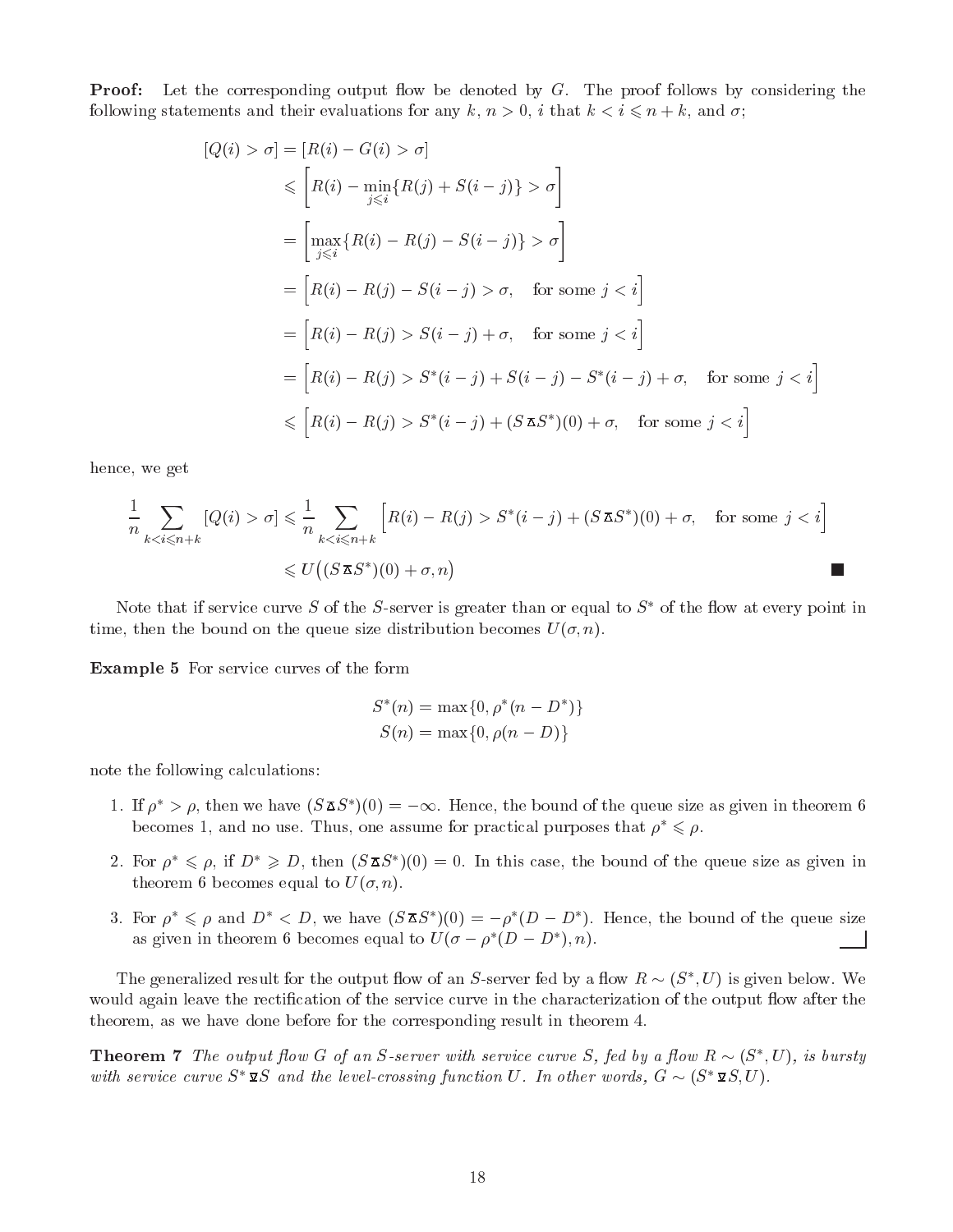**Proof:** Let the corresponding output flow be denoted by $G$. The proof follows by considering the following statements and their evaluations for any $k$, $n > 0$, $i$ that $k < i \leqslant n + k$, and $\sigma$;

$$
\begin{aligned}
[Q(i) > \sigma] &= [R(i) - G(i) > \sigma] \\
&\leqslant \left[ R(i) - \min_{j \leqslant i} \{R(j) + S(i-j)\} > \sigma \right] \\
&= \left[ \max_{j \leqslant i} \{R(i) - R(j) - S(i-j)\} > \sigma \right] \\
&= \left[ R(i) - R(j) - S(i-j) > \sigma, \quad \text{for some } j < i \right] \\
&= \left[ R(i) - R(j) > S(i-j) + \sigma, \quad \text{for some } j < i \right] \\
&= \left[ R(i) - R(j) > S^*(i-j) + S(i-j) - S^*(i-j) + \sigma, \quad \text{for some } j < i \right] \\
&\leqslant \left[ R(i) - R(j) > S^*(i-j) + (S \mathbin{\underline{\Delta}} S^*)(0) + \sigma, \quad \text{for some } j < i \right]
\end{aligned}
$$

hence, we get

$$
\begin{aligned}
\frac{1}{n} \sum_{k < i \leqslant n+k} [Q(i) > \sigma] &\leqslant \frac{1}{n} \sum_{k < i \leqslant n+k} \left[ R(i) - R(j) > S^*(i-j) + (S \mathbin{\underline{\Delta}} S^*)(0) + \sigma, \quad \text{for some } j < i \right] \\
&\leqslant U\big( (S \mathbin{\underline{\Delta}} S^*)(0) + \sigma, n \big)
\end{aligned}
$$

■

Note that if service curve $S$ of the $S$-server is greater than or equal to $S^*$ of the flow at every point in time, then the bound on the queue size distribution becomes $U(\sigma, n)$.

**Example 5** For service curves of the form

$$
\begin{aligned}
S^*(n) &= \max\{0, \rho^*(n - D^*)\} \\
S(n) &= \max\{0, \rho(n - D)\}
\end{aligned}
$$

note the following calculations:

1. If $\rho^* > \rho$, then we have $(S \mathbin{\underline{\Delta}} S^*)(0) = -\infty$. Hence, the bound of the queue size as given in theorem 6 becomes 1, and no use. Thus, one assume for practical purposes that $\rho^* \leqslant \rho$.
2. For $\rho^* \leqslant \rho$, if $D^* \geqslant D$, then $(S \mathbin{\underline{\Delta}} S^*)(0) = 0$. In this case, the bound of the queue size as given in theorem 6 becomes equal to $U(\sigma, n)$.
3. For $\rho^* \leqslant \rho$ and $D^* < D$, we have $(S \mathbin{\underline{\Delta}} S^*)(0) = -\rho^*(D - D^*)$. Hence, the bound of the queue size as given in theorem 6 becomes equal to $U(\sigma - \rho^*(D - D^*), n)$.

The generalized result for the output flow of an $S$-server fed by a flow $R \sim (S^*, U)$ is given below. We would again leave the rectification of the service curve in the characterization of the output flow after the theorem, as we have done before for the corresponding result in theorem 4.

**Theorem 7** *The output flow $G$ of an $S$-server with service curve $S$, fed by a flow $R \sim (S^*, U)$, is bursty with service curve $S^* \mathbin{\underline{\nabla}} S$ and the level-crossing function $U$. In other words, $G \sim (S^* \mathbin{\underline{\nabla}} S, U)$.*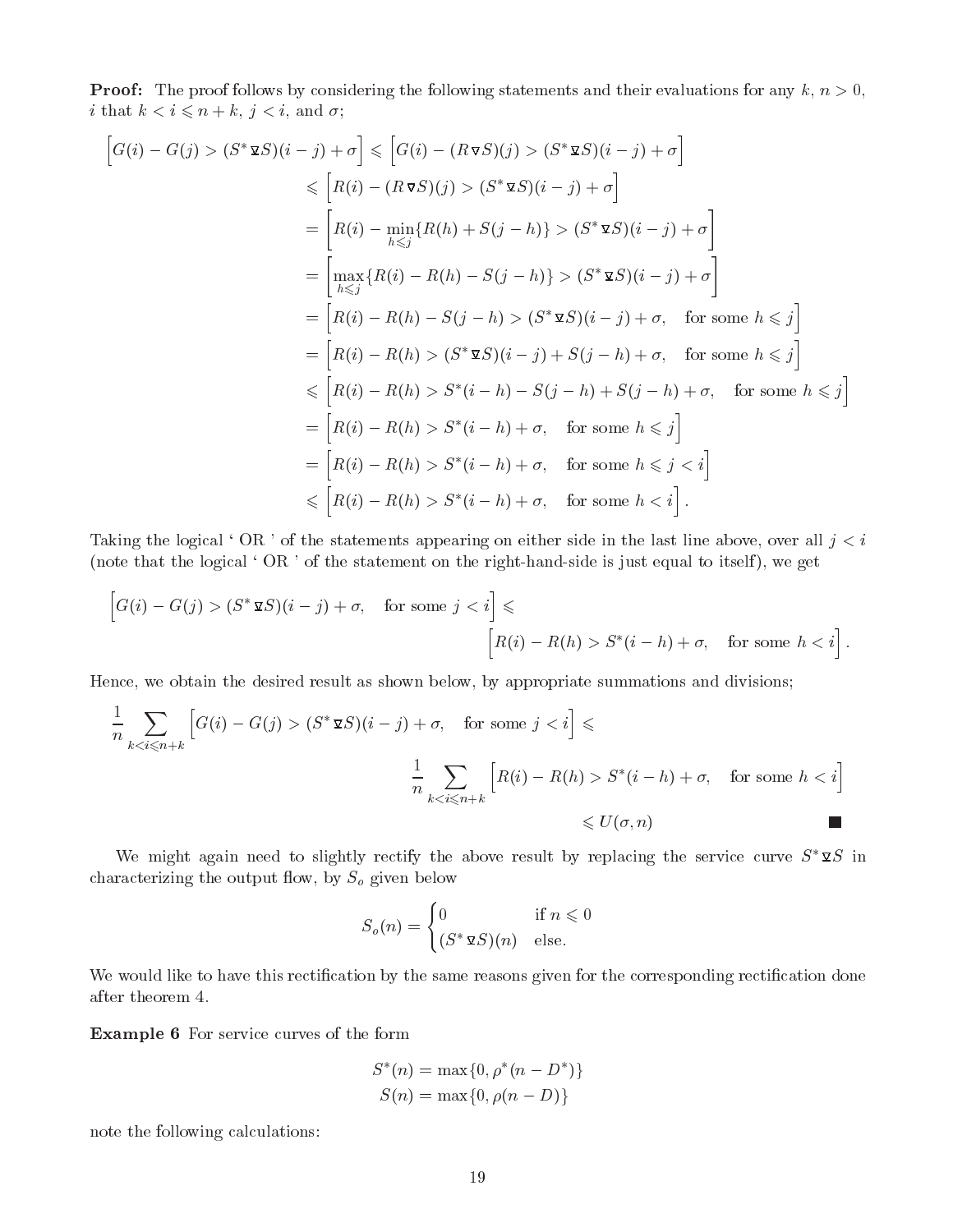**Proof:** The proof follows by considering the following statements and their evaluations for any $k$, $n > 0$, $i$ that $k < i \leqslant n + k$, $j < i$, and $\sigma$;

$$
\begin{aligned}
\Big[G(i) - G(j) > (S^* \,\underline{\triangledown}\, S)(i-j) + \sigma\Big] &\leqslant \Big[G(i) - (R \triangledown S)(j) > (S^* \,\underline{\triangledown}\, S)(i-j) + \sigma\Big] \\
&\leqslant \Big[R(i) - (R \triangledown S)(j) > (S^* \,\underline{\triangledown}\, S)(i-j) + \sigma\Big] \\
&= \Big[R(i) - \min_{h \leqslant j}\{R(h) + S(j-h)\} > (S^* \,\underline{\triangledown}\, S)(i-j) + \sigma\Big] \\
&= \Big[\max_{h \leqslant j}\{R(i) - R(h) - S(j-h)\} > (S^* \,\underline{\triangledown}\, S)(i-j) + \sigma\Big] \\
&= \Big[R(i) - R(h) - S(j-h) > (S^* \,\underline{\triangledown}\, S)(i-j) + \sigma, \quad \text{for some } h \leqslant j\Big] \\
&= \Big[R(i) - R(h) > (S^* \,\underline{\triangledown}\, S)(i-j) + S(j-h) + \sigma, \quad \text{for some } h \leqslant j\Big] \\
&\leqslant \Big[R(i) - R(h) > S^*(i-h) - S(j-h) + S(j-h) + \sigma, \quad \text{for some } h \leqslant j\Big] \\
&= \Big[R(i) - R(h) > S^*(i-h) + \sigma, \quad \text{for some } h \leqslant j\Big] \\
&= \Big[R(i) - R(h) > S^*(i-h) + \sigma, \quad \text{for some } h \leqslant j < i\Big] \\
&\leqslant \Big[R(i) - R(h) > S^*(i-h) + \sigma, \quad \text{for some } h < i\Big].
\end{aligned}
$$

Taking the logical ' OR ' of the statements appearing on either side in the last line above, over all $j < i$ (note that the logical ' OR ' of the statement on the right-hand-side is just equal to itself), we get

$$
\Big[G(i) - G(j) > (S^* \,\underline{\triangledown}\, S)(i-j) + \sigma, \quad \text{for some } j < i\Big] \leqslant \Big[R(i) - R(h) > S^*(i-h) + \sigma, \quad \text{for some } h < i\Big].
$$

Hence, we obtain the desired result as shown below, by appropriate summations and divisions;

$$
\begin{aligned}
\frac{1}{n} \sum_{k < i \leqslant n+k} \Big[G(i) - G(j) > (S^* \,\underline{\triangledown}\, S)(i-j) + \sigma, \quad \text{for some } j < i\Big] &\leqslant \\
\frac{1}{n} \sum_{k < i \leqslant n+k} \Big[R(i) - R(h) > S^*(i-h) + \sigma, \quad \text{for some } h < i\Big]& \\
\leqslant U(\sigma, n)&
\end{aligned}
$$

■

We might again need to slightly rectify the above result by replacing the service curve $S^* \,\underline{\triangledown}\, S$ in characterizing the output flow, by $S_o$ given below

$$
S_o(n) = \begin{cases} 0 & \text{if } n \leqslant 0 \\ (S^* \,\underline{\triangledown}\, S)(n) & \text{else.} \end{cases}
$$

We would like to have this rectification by the same reasons given for the corresponding rectification done after theorem 4.

**Example 6** For service curves of the form

$$
\begin{aligned}
S^*(n) &= \max\{0, \rho^*(n - D^*)\} \\
S(n) &= \max\{0, \rho(n - D)\}
\end{aligned}
$$

note the following calculations: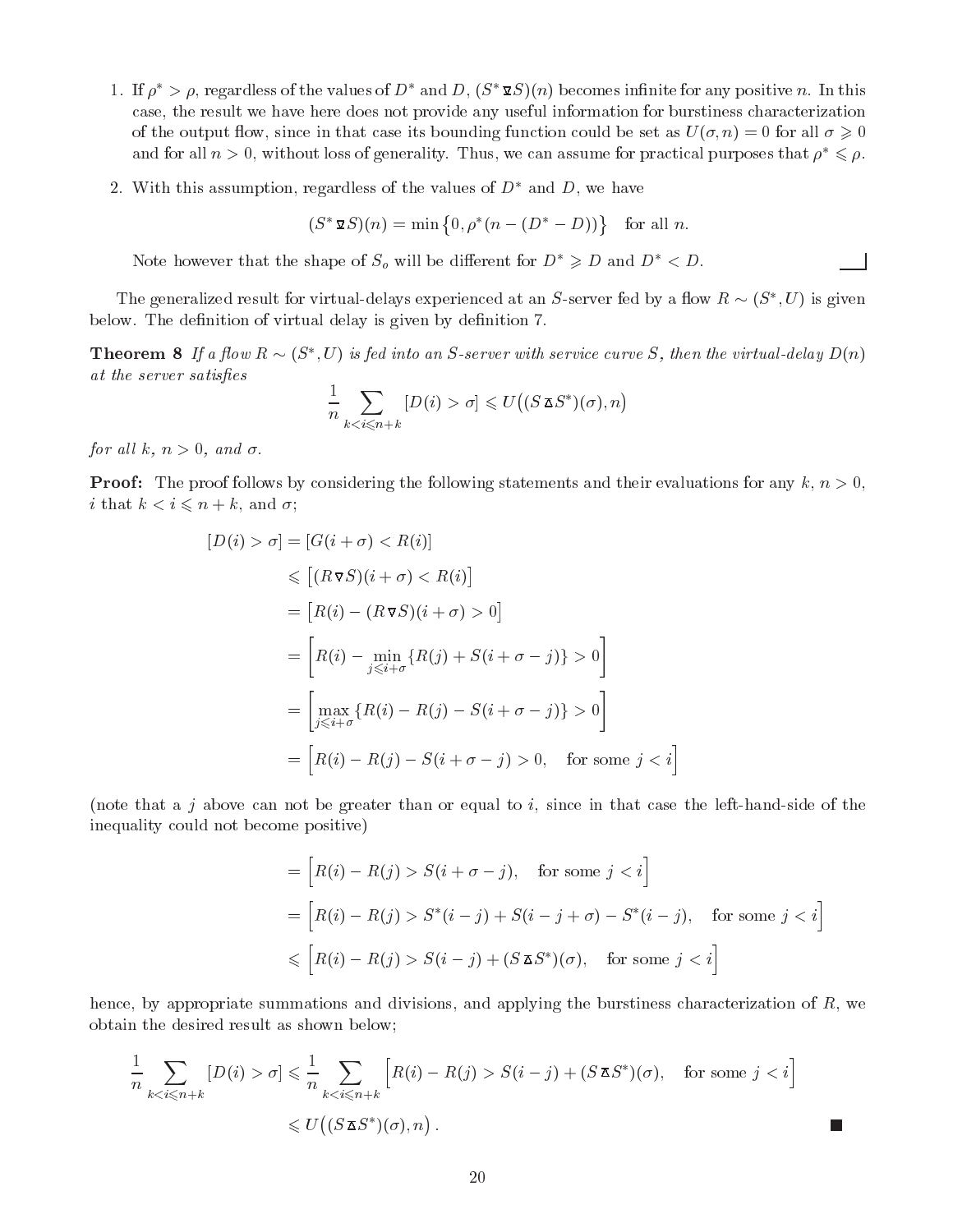1. If $\rho^* > \rho$, regardless of the values of $D^*$ and $D$, $(S^* \,\overline{\nabla}\, S)(n)$ becomes infinite for any positive $n$. In this case, the result we have here does not provide any useful information for burstiness characterization of the output flow, since in that case its bounding function could be set as $U(\sigma, n) = 0$ for all $\sigma \geqslant 0$ and for all $n > 0$, without loss of generality. Thus, we can assume for practical purposes that $\rho^* \leqslant \rho$.

2. With this assumption, regardless of the values of $D^*$ and $D$, we have

$$(S^* \,\overline{\nabla}\, S)(n) = \min\{0, \rho^*(n - (D^* - D))\} \quad \text{for all } n.$$

Note however that the shape of $S_o$ will be different for $D^* \geqslant D$ and $D^* < D$.

The generalized result for virtual-delays experienced at an $S$-server fed by a flow $R \sim (S^*, U)$ is given below. The definition of virtual delay is given by definition 7.

**Theorem 8** *If a flow $R \sim (S^*, U)$ is fed into an $S$-server with service curve $S$, then the virtual-delay $D(n)$ at the server satisfies*

$$\frac{1}{n} \sum_{k < i \leqslant n+k} [D(i) > \sigma] \leqslant U\big((S \,\overline{\Delta}\, S^*)(\sigma), n\big)$$

*for all $k$, $n > 0$, and $\sigma$.*

**Proof:** The proof follows by considering the following statements and their evaluations for any $k$, $n > 0$, $i$ that $k < i \leqslant n + k$, and $\sigma$;

$$\begin{aligned}
[D(i) > \sigma] &= [G(i+\sigma) < R(i)] \\
&\leqslant \big[(R \,\nabla\, S)(i+\sigma) < R(i)\big] \\
&= \big[R(i) - (R \,\nabla\, S)(i+\sigma) > 0\big] \\
&= \Big[R(i) - \min_{j \leqslant i+\sigma} \{R(j) + S(i+\sigma-j)\} > 0\Big] \\
&= \Big[\max_{j \leqslant i+\sigma} \{R(i) - R(j) - S(i+\sigma-j)\} > 0\Big] \\
&= \Big[R(i) - R(j) - S(i+\sigma-j) > 0, \quad \text{for some } j < i\Big]
\end{aligned}$$

(note that a $j$ above can not be greater than or equal to $i$, since in that case the left-hand-side of the inequality could not become positive)

$$\begin{aligned}
&= \Big[R(i) - R(j) > S(i+\sigma-j), \quad \text{for some } j < i\Big] \\
&= \Big[R(i) - R(j) > S^*(i-j) + S(i-j+\sigma) - S^*(i-j), \quad \text{for some } j < i\Big] \\
&\leqslant \Big[R(i) - R(j) > S(i-j) + (S \,\overline{\Delta}\, S^*)(\sigma), \quad \text{for some } j < i\Big]
\end{aligned}$$

hence, by appropriate summations and divisions, and applying the burstiness characterization of $R$, we obtain the desired result as shown below;

$$\begin{aligned}
\frac{1}{n} \sum_{k < i \leqslant n+k} [D(i) > \sigma] &\leqslant \frac{1}{n} \sum_{k < i \leqslant n+k} \Big[R(i) - R(j) > S(i-j) + (S \,\overline{\Delta}\, S^*)(\sigma), \quad \text{for some } j < i\Big] \\
&\leqslant U\big((S \,\overline{\Delta}\, S^*)(\sigma), n\big).
\end{aligned}$$

■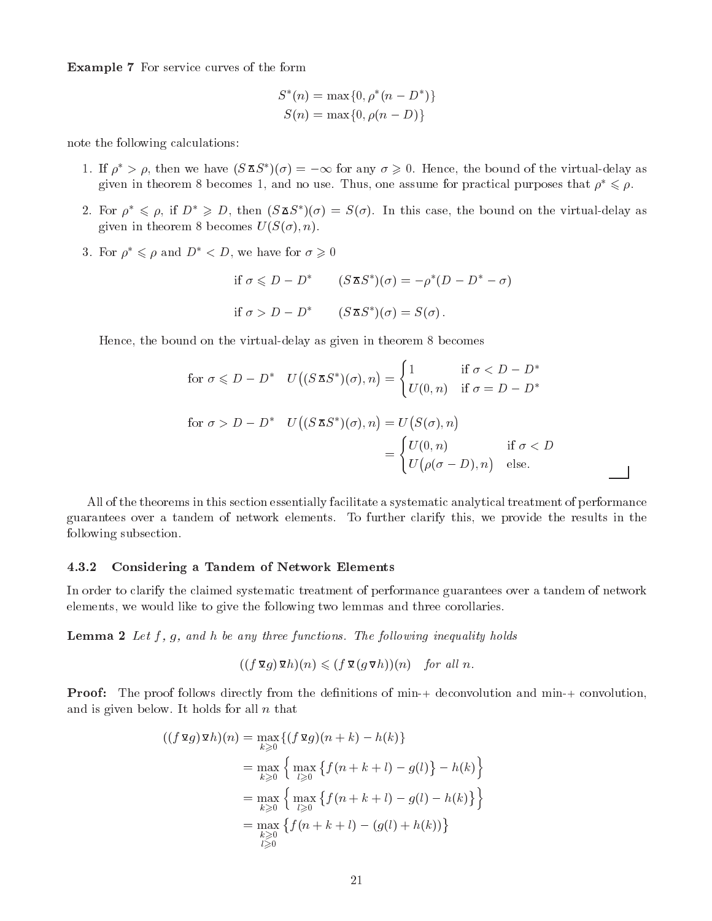**Example 7** For service curves of the form

$$S^*(n) = \max\{0, \rho^*(n - D^*)\}$$
$$S(n) = \max\{0, \rho(n - D)\}$$

note the following calculations:

1. If $\rho^* > \rho$, then we have $(S \,\bar{\wedge}\, S^*)(\sigma) = -\infty$ for any $\sigma \geqslant 0$. Hence, the bound of the virtual-delay as given in theorem 8 becomes 1, and no use. Thus, one assume for practical purposes that $\rho^* \leqslant \rho$.

2. For $\rho^* \leqslant \rho$, if $D^* \geqslant D$, then $(S \,\bar{\wedge}\, S^*)(\sigma) = S(\sigma)$. In this case, the bound on the virtual-delay as given in theorem 8 becomes $U(S(\sigma), n)$.

3. For $\rho^* \leqslant \rho$ and $D^* < D$, we have for $\sigma \geqslant 0$

$$\text{if } \sigma \leqslant D - D^* \qquad (S \,\bar{\wedge}\, S^*)(\sigma) = -\rho^*(D - D^* - \sigma)$$

$$\text{if } \sigma > D - D^* \qquad (S \,\bar{\wedge}\, S^*)(\sigma) = S(\sigma)\,.$$

Hence, the bound on the virtual-delay as given in theorem 8 becomes

$$\text{for } \sigma \leqslant D - D^* \quad U\big((S \,\bar{\wedge}\, S^*)(\sigma), n\big) = \begin{cases} 1 & \text{if } \sigma < D - D^* \\ U(0, n) & \text{if } \sigma = D - D^* \end{cases}$$

$$\begin{aligned} \text{for } \sigma > D - D^* \quad U\big((S \,\bar{\wedge}\, S^*)(\sigma), n\big) &= U\big(S(\sigma), n\big) \\ &= \begin{cases} U(0, n) & \text{if } \sigma < D \\ U\big(\rho(\sigma - D), n\big) & \text{else.} \end{cases} \end{aligned}$$

All of the theorems in this section essentially facilitate a systematic analytical treatment of performance guarantees over a tandem of network elements. To further clarify this, we provide the results in the following subsection.

#### 4.3.2 Considering a Tandem of Network Elements

In order to clarify the claimed systematic treatment of performance guarantees over a tandem of network elements, we would like to give the following two lemmas and three corollaries.

**Lemma 2** *Let $f$, $g$, and $h$ be any three functions. The following inequality holds*

$$((f \,\bar{\vee}\, g) \,\bar{\vee}\, h)(n) \leqslant (f \,\bar{\vee}\, (g \,\underline{\vee}\, h))(n) \quad \textit{for all } n.$$

**Proof:** The proof follows directly from the definitions of min-+ deconvolution and min-+ convolution, and is given below. It holds for all $n$ that

$$\begin{aligned} ((f \,\bar{\vee}\, g) \,\bar{\vee}\, h)(n) &= \max_{k \geqslant 0}\{(f \,\bar{\vee}\, g)(n + k) - h(k)\} \\ &= \max_{k \geqslant 0}\Big\{\max_{l \geqslant 0}\big\{f(n + k + l) - g(l)\big\} - h(k)\Big\} \\ &= \max_{k \geqslant 0}\Big\{\max_{l \geqslant 0}\big\{f(n + k + l) - g(l) - h(k)\big\}\Big\} \\ &= \max_{\substack{k \geqslant 0 \\ l \geqslant 0}}\big\{f(n + k + l) - (g(l) + h(k))\big\} \end{aligned}$$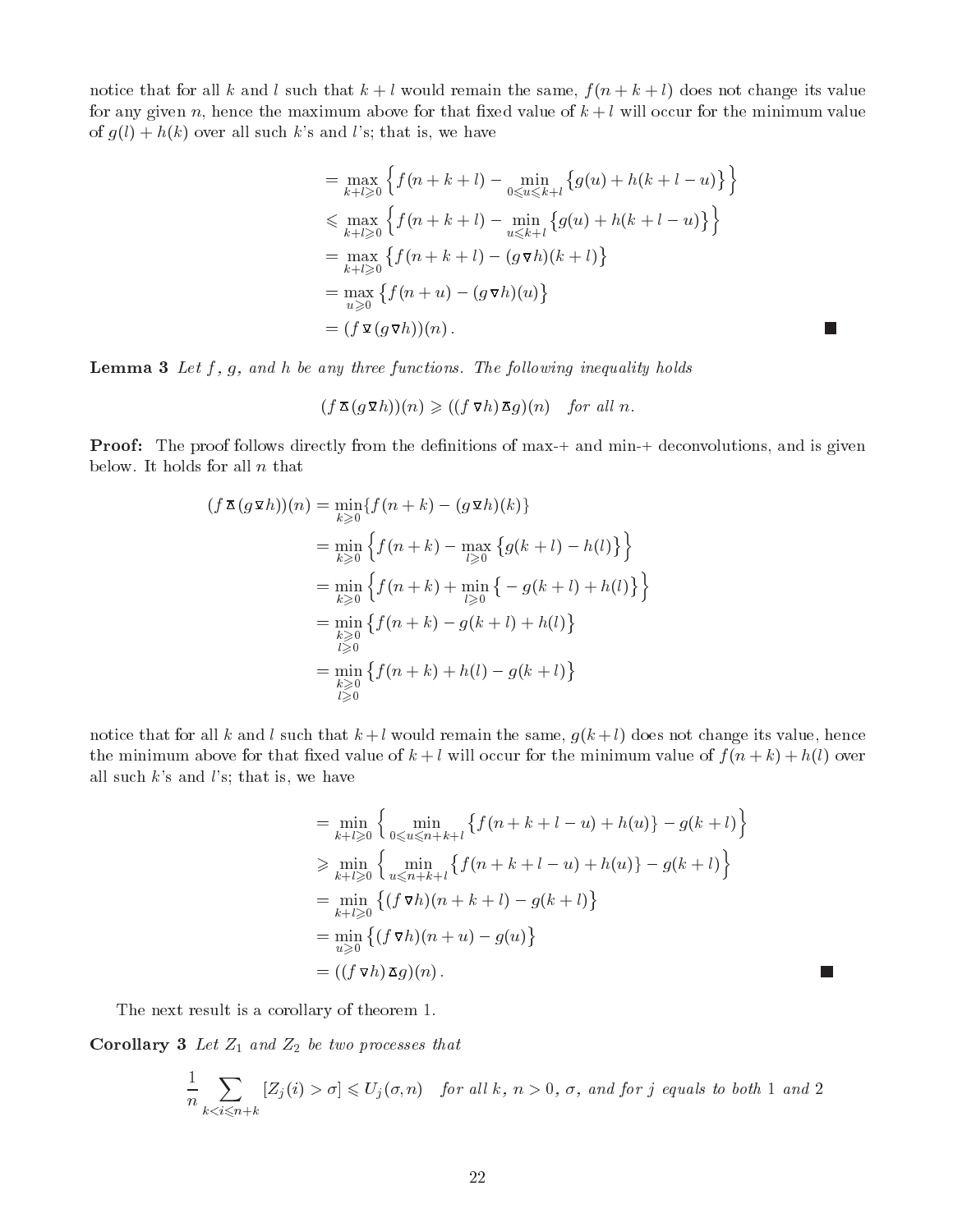notice that for all $k$ and $l$ such that $k+l$ would remain the same, $f(n+k+l)$ does not change its value for any given $n$, hence the maximum above for that fixed value of $k+l$ will occur for the minimum value of $g(l)+h(k)$ over all such $k$'s and $l$'s; that is, we have

$$
\begin{aligned}
&= \max_{k+l \geqslant 0} \Big\{ f(n+k+l) - \min_{0 \leqslant u \leqslant k+l} \big\{ g(u) + h(k+l-u) \big\} \Big\} \\
&\leqslant \max_{k+l \geqslant 0} \Big\{ f(n+k+l) - \min_{u \leqslant k+l} \big\{ g(u) + h(k+l-u) \big\} \Big\} \\
&= \max_{k+l \geqslant 0} \big\{ f(n+k+l) - (g \,\overline{\nabla}\, h)(k+l) \big\} \\
&= \max_{u \geqslant 0} \big\{ f(n+u) - (g \,\overline{\nabla}\, h)(u) \big\} \\
&= (f \,\underline{\overline{\nabla}}\, (g \,\overline{\nabla}\, h))(n)\,. 
\end{aligned}
$$

■

**Lemma 3** *Let $f$, $g$, and $h$ be any three functions. The following inequality holds*

$$
(f \,\underline{\overline{\Delta}}\, (g \,\underline{\overline{\nabla}}\, h))(n) \geqslant ((f \,\overline{\nabla}\, h) \,\underline{\overline{\Delta}}\, g)(n) \quad \textit{for all } n.
$$

**Proof:** The proof follows directly from the definitions of max-+ and min-+ deconvolutions, and is given below. It holds for all $n$ that

$$
\begin{aligned}
(f \,\underline{\overline{\Delta}}\, (g \,\underline{\overline{\nabla}}\, h))(n) &= \min_{k \geqslant 0} \{ f(n+k) - (g \,\underline{\overline{\nabla}}\, h)(k) \} \\
&= \min_{k \geqslant 0} \Big\{ f(n+k) - \max_{l \geqslant 0} \big\{ g(k+l) - h(l) \big\} \Big\} \\
&= \min_{k \geqslant 0} \Big\{ f(n+k) + \min_{l \geqslant 0} \big\{ -g(k+l) + h(l) \big\} \Big\} \\
&= \min_{\substack{k \geqslant 0 \\ l \geqslant 0}} \big\{ f(n+k) - g(k+l) + h(l) \big\} \\
&= \min_{\substack{k \geqslant 0 \\ l \geqslant 0}} \big\{ f(n+k) + h(l) - g(k+l) \big\}
\end{aligned}
$$

notice that for all $k$ and $l$ such that $k+l$ would remain the same, $g(k+l)$ does not change its value, hence the minimum above for that fixed value of $k+l$ will occur for the minimum value of $f(n+k)+h(l)$ over all such $k$'s and $l$'s; that is, we have

$$
\begin{aligned}
&= \min_{k+l \geqslant 0} \Big\{ \min_{0 \leqslant u \leqslant n+k+l} \big\{ f(n+k+l-u) + h(u) \big\} - g(k+l) \Big\} \\
&\geqslant \min_{k+l \geqslant 0} \Big\{ \min_{u \leqslant n+k+l} \big\{ f(n+k+l-u) + h(u) \big\} - g(k+l) \Big\} \\
&= \min_{k+l \geqslant 0} \big\{ (f \,\overline{\nabla}\, h)(n+k+l) - g(k+l) \big\} \\
&= \min_{u \geqslant 0} \big\{ (f \,\overline{\nabla}\, h)(n+u) - g(u) \big\} \\
&= ((f \,\overline{\nabla}\, h) \,\underline{\overline{\Delta}}\, g)(n)\,. 
\end{aligned}
$$

■

The next result is a corollary of theorem 1.

**Corollary 3** *Let $Z_1$ and $Z_2$ be two processes that*

$$
\frac{1}{n} \sum_{k < i \leqslant n+k} [Z_j(i) > \sigma] \leqslant U_j(\sigma, n) \quad \textit{for all } k,\ n > 0,\ \sigma, \textit{ and for } j \textit{ equals to both 1 and 2}
$$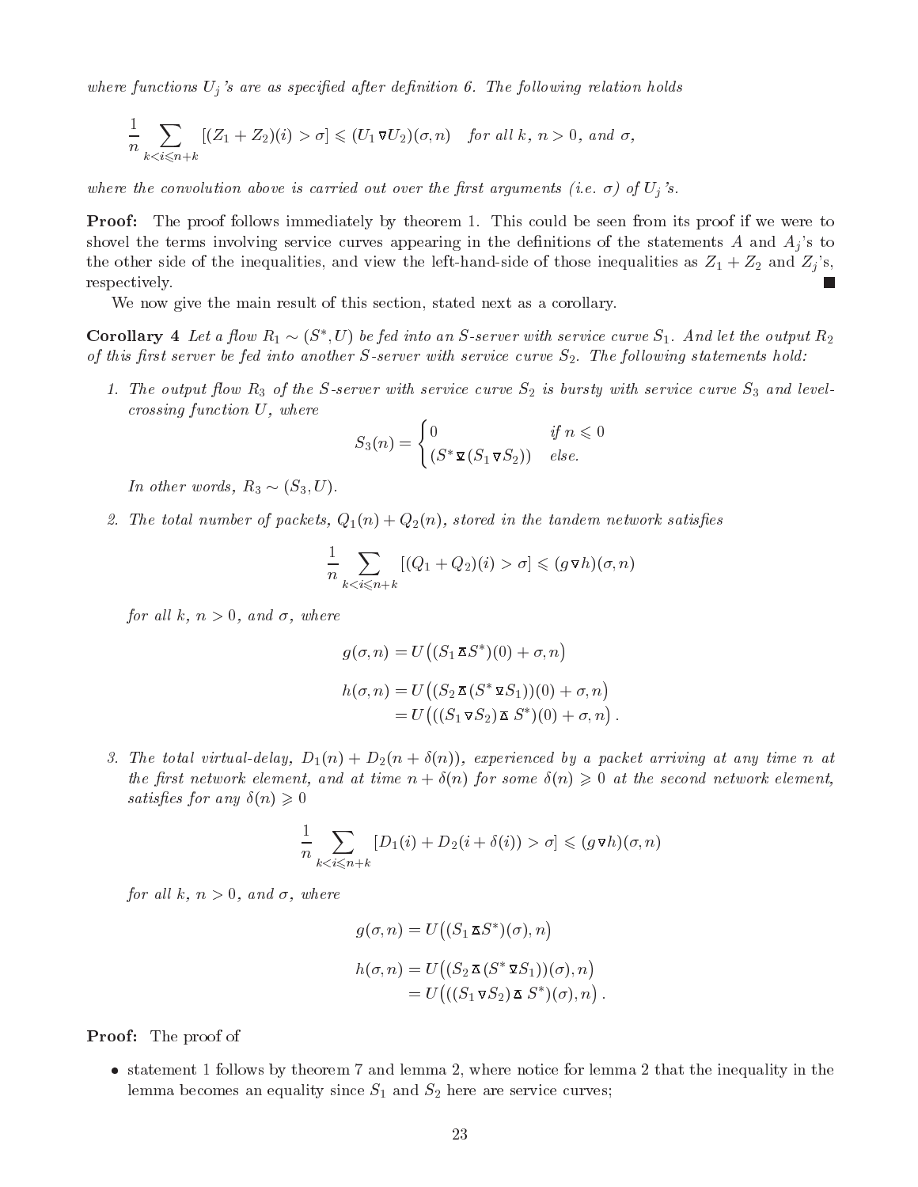*where functions $U_j$'s are as specified after definition 6. The following relation holds*

$$\frac{1}{n}\sum_{k<i\leqslant n+k}[(Z_1+Z_2)(i)>\sigma]\leqslant (U_1 \triangledown U_2)(\sigma,n) \quad \textit{for all } k,\ n>0, \textit{ and } \sigma,$$

*where the convolution above is carried out over the first arguments (i.e. $\sigma$) of $U_j$'s.*

**Proof:** The proof follows immediately by theorem 1. This could be seen from its proof if we were to shovel the terms involving service curves appearing in the definitions of the statements $A$ and $A_j$'s to the other side of the inequalities, and view the left-hand-side of those inequalities as $Z_1+Z_2$ and $Z_j$'s, respectively. ■

We now give the main result of this section, stated next as a corollary.

**Corollary 4** *Let a flow $R_1 \sim (S^*, U)$ be fed into an S-server with service curve $S_1$. And let the output $R_2$ of this first server be fed into another S-server with service curve $S_2$. The following statements hold:*

1. *The output flow $R_3$ of the S-server with service curve $S_2$ is bursty with service curve $S_3$ and level-crossing function $U$, where*

$$S_3(n)=\begin{cases}0 & \textit{if } n\leqslant 0\\ (S^* \overline{\triangledown} (S_1 \triangledown S_2)) & \textit{else.}\end{cases}$$

   *In other words, $R_3 \sim (S_3, U)$.*

2. *The total number of packets, $Q_1(n)+Q_2(n)$, stored in the tandem network satisfies*

$$\frac{1}{n}\sum_{k<i\leqslant n+k}[(Q_1+Q_2)(i)>\sigma]\leqslant (g \triangledown h)(\sigma,n)$$

   *for all $k$, $n>0$, and $\sigma$, where*

$$\begin{aligned} g(\sigma,n) &= U\big((S_1 \overline{\triangle} S^*)(0)+\sigma,n\big)\\ h(\sigma,n) &= U\big((S_2 \overline{\triangle} (S^* \overline{\triangledown} S_1))(0)+\sigma,n\big)\\ &= U\big(((S_1 \triangledown S_2) \overline{\triangle}\, S^*)(0)+\sigma,n\big). \end{aligned}$$

3. *The total virtual-delay, $D_1(n)+D_2(n+\delta(n))$, experienced by a packet arriving at any time $n$ at the first network element, and at time $n+\delta(n)$ for some $\delta(n)\geqslant 0$ at the second network element, satisfies for any $\delta(n)\geqslant 0$*

$$\frac{1}{n}\sum_{k<i\leqslant n+k}[D_1(i)+D_2(i+\delta(i))>\sigma]\leqslant (g \triangledown h)(\sigma,n)$$

   *for all $k$, $n>0$, and $\sigma$, where*

$$\begin{aligned} g(\sigma,n) &= U\big((S_1 \underline{\triangle} S^*)(\sigma),n\big)\\ h(\sigma,n) &= U\big((S_2 \underline{\triangle} (S^* \underline{\triangledown} S_1))(\sigma),n\big)\\ &= U\big(((S_1 \triangledown S_2) \underline{\triangle}\, S^*)(\sigma),n\big). \end{aligned}$$

**Proof:** The proof of

- statement 1 follows by theorem 7 and lemma 2, where notice for lemma 2 that the inequality in the lemma becomes an equality since $S_1$ and $S_2$ here are service curves;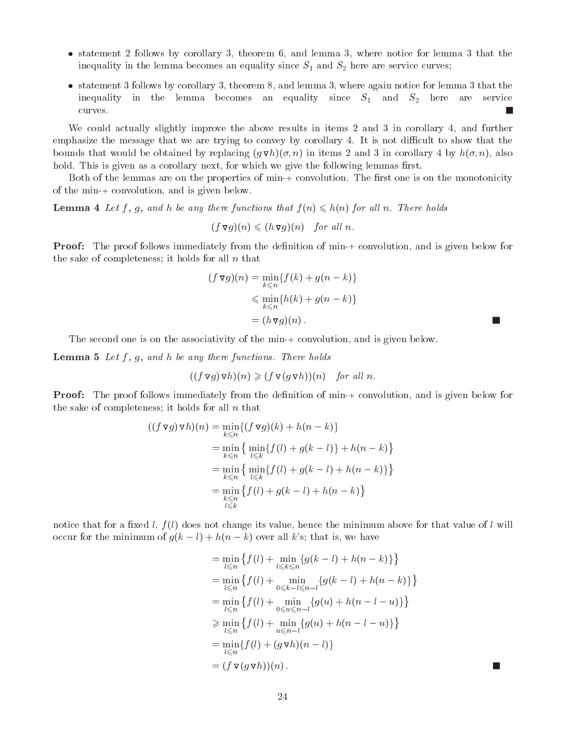- statement 2 follows by corollary 3, theorem 6, and lemma 3, where notice for lemma 3 that the inequality in the lemma becomes an equality since $S_1$ and $S_2$ here are service curves;
- statement 3 follows by corollary 3, theorem 8, and lemma 3, where again notice for lemma 3 that the inequality in the lemma becomes an equality since $S_1$ and $S_2$ here are service curves. ■

We could actually slightly improve the above results in items 2 and 3 in corollary 4, and further emphasize the message that we are trying to convey by corollary 4. It is not difficult to show that the bounds that would be obtained by replacing $(g \,\bar{\triangledown}\, h)(\sigma, n)$ in items 2 and 3 in corollary 4 by $h(\sigma, n)$, also hold. This is given as a corollary next, for which we give the following lemmas first.

Both of the lemmas are on the properties of min-+ convolution. The first one is on the monotonicity of the min-+ convolution, and is given below.

**Lemma 4** *Let $f$, $g$, and $h$ be any there functions that $f(n) \leqslant h(n)$ for all $n$. There holds*

$$(f \,\bar{\triangledown}\, g)(n) \leqslant (h \,\bar{\triangledown}\, g)(n) \quad \textit{for all } n.$$

**Proof:** The proof follows immediately from the definition of min-+ convolution, and is given below for the sake of completeness; it holds for all $n$ that

$$\begin{aligned}
(f \,\bar{\triangledown}\, g)(n) &= \min_{k \leqslant n}\{f(k) + g(n-k)\} \\
&\leqslant \min_{k \leqslant n}\{h(k) + g(n-k)\} \\
&= (h \,\bar{\triangledown}\, g)(n)\,.
\end{aligned}$$

■

The second one is on the associativity of the min-+ convolution, and is given below.

**Lemma 5** *Let $f$, $g$, and $h$ be any there functions. There holds*

$$((f \,\bar{\triangledown}\, g) \,\bar{\triangledown}\, h)(n) \geqslant (f \,\bar{\triangledown}\, (g \,\bar{\triangledown}\, h))(n) \quad \textit{for all } n.$$

**Proof:** The proof follows immediately from the definition of min-+ convolution, and is given below for the sake of completeness; it holds for all $n$ that

$$\begin{aligned}
((f \,\bar{\triangledown}\, g) \,\bar{\triangledown}\, h)(n) &= \min_{k \leqslant n}\{(f \,\bar{\triangledown}\, g)(k) + h(n-k)\} \\
&= \min_{k \leqslant n}\big\{ \min_{l \leqslant k}\{f(l) + g(k-l)\} + h(n-k)\big\} \\
&= \min_{k \leqslant n}\big\{ \min_{l \leqslant k}\{f(l) + g(k-l) + h(n-k)\}\big\} \\
&= \min_{\substack{k \leqslant n \\ l \leqslant k}}\big\{f(l) + g(k-l) + h(n-k)\big\}
\end{aligned}$$

notice that for a fixed $l$, $f(l)$ does not change its value, hence the minimum above for that value of $l$ will occur for the minimum of $g(k-l) + h(n-k)$ over all $k$'s; that is, we have

$$\begin{aligned}
&= \min_{l \leqslant n}\big\{f(l) + \min_{l \leqslant k \leqslant n}\{g(k-l) + h(n-k)\}\big\} \\
&= \min_{l \leqslant n}\big\{f(l) + \min_{0 \leqslant k-l \leqslant n-l}\{g(k-l) + h(n-k)\}\big\} \\
&= \min_{l \leqslant n}\big\{f(l) + \min_{0 \leqslant u \leqslant n-l}\{g(u) + h(n-l-u)\}\big\} \\
&\geqslant \min_{l \leqslant n}\big\{f(l) + \min_{u \leqslant n-l}\{g(u) + h(n-l-u)\}\big\} \\
&= \min_{l \leqslant n}\{f(l) + (g \,\bar{\triangledown}\, h)(n-l)\} \\
&= (f \,\bar{\triangledown}\, (g \,\bar{\triangledown}\, h))(n)\,.
\end{aligned}$$

■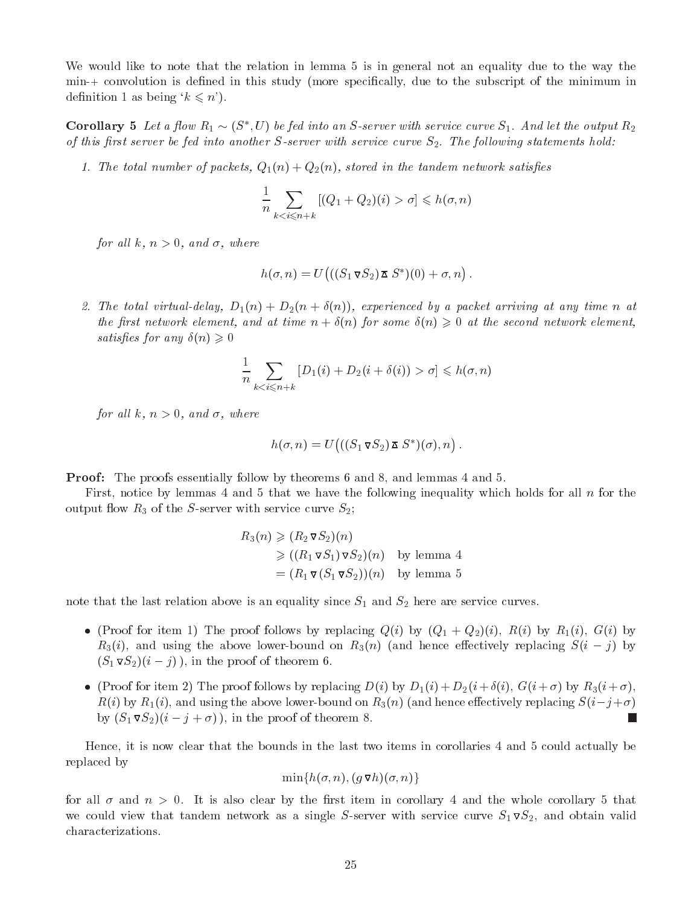We would like to note that the relation in lemma 5 is in general not an equality due to the way the min-+ convolution is defined in this study (more specifically, due to the subscript of the minimum in definition 1 as being '$k \leqslant n$').

**Corollary 5** *Let a flow $R_1 \sim (S^*, U)$ be fed into an S-server with service curve $S_1$. And let the output $R_2$ of this first server be fed into another S-server with service curve $S_2$. The following statements hold:*

1. *The total number of packets, $Q_1(n) + Q_2(n)$, stored in the tandem network satisfies*

$$\frac{1}{n} \sum_{k < i \leqslant n+k} [(Q_1 + Q_2)(i) > \sigma] \leqslant h(\sigma, n)$$

   *for all $k$, $n > 0$, and $\sigma$, where*

$$h(\sigma, n) = U\big(((S_1 \triangledown S_2) \,\overline{\triangle}\, S^*)(0) + \sigma, n\big) .$$

2. *The total virtual-delay, $D_1(n) + D_2(n + \delta(n))$, experienced by a packet arriving at any time $n$ at the first network element, and at time $n + \delta(n)$ for some $\delta(n) \geqslant 0$ at the second network element, satisfies for any $\delta(n) \geqslant 0$*

$$\frac{1}{n} \sum_{k < i \leqslant n+k} [D_1(i) + D_2(i + \delta(i)) > \sigma] \leqslant h(\sigma, n)$$

   *for all $k$, $n > 0$, and $\sigma$, where*

$$h(\sigma, n) = U\big(((S_1 \triangledown S_2) \,\overline{\triangle}\, S^*)(\sigma), n\big) .$$

**Proof:** The proofs essentially follow by theorems 6 and 8, and lemmas 4 and 5.

First, notice by lemmas 4 and 5 that we have the following inequality which holds for all $n$ for the output flow $R_3$ of the S-server with service curve $S_2$;

$$\begin{aligned} R_3(n) &\geqslant (R_2 \triangledown S_2)(n) \\ &\geqslant ((R_1 \triangledown S_1) \triangledown S_2)(n) \quad \text{by lemma 4} \\ &= (R_1 \triangledown (S_1 \triangledown S_2))(n) \quad \text{by lemma 5} \end{aligned}$$

note that the last relation above is an equality since $S_1$ and $S_2$ here are service curves.

- (Proof for item 1) The proof follows by replacing $Q(i)$ by $(Q_1 + Q_2)(i)$, $R(i)$ by $R_1(i)$, $G(i)$ by $R_3(i)$, and using the above lower-bound on $R_3(n)$ (and hence effectively replacing $S(i-j)$ by $(S_1 \triangledown S_2)(i-j)$ ), in the proof of theorem 6.
- (Proof for item 2) The proof follows by replacing $D(i)$ by $D_1(i) + D_2(i+\delta(i))$, $G(i+\sigma)$ by $R_3(i+\sigma)$, $R(i)$ by $R_1(i)$, and using the above lower-bound on $R_3(n)$ (and hence effectively replacing $S(i-j+\sigma)$ by $(S_1 \triangledown S_2)(i-j+\sigma)$ ), in the proof of theorem 8. ■

Hence, it is now clear that the bounds in the last two items in corollaries 4 and 5 could actually be replaced by

$$\min\{h(\sigma, n), (g \triangledown h)(\sigma, n)\}$$

for all $\sigma$ and $n > 0$. It is also clear by the first item in corollary 4 and the whole corollary 5 that we could view that tandem network as a single S-server with service curve $S_1 \triangledown S_2$, and obtain valid characterizations.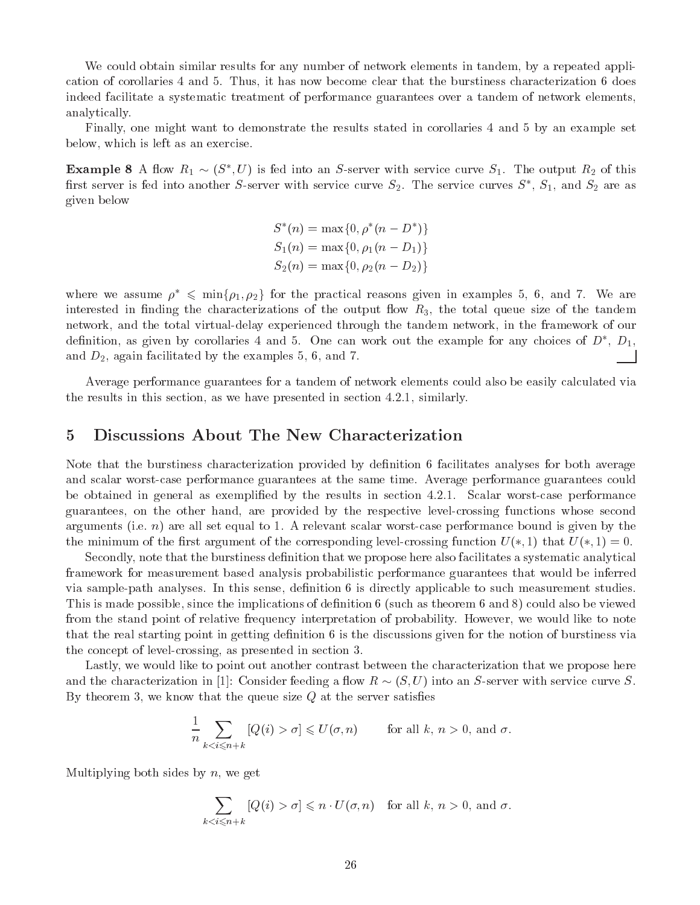We could obtain similar results for any number of network elements in tandem, by a repeated application of corollaries 4 and 5. Thus, it has now become clear that the burstiness characterization 6 does indeed facilitate a systematic treatment of performance guarantees over a tandem of network elements, analytically.

Finally, one might want to demonstrate the results stated in corollaries 4 and 5 by an example set below, which is left as an exercise.

**Example 8** A flow $R_1 \sim (S^*, U)$ is fed into an $S$-server with service curve $S_1$. The output $R_2$ of this first server is fed into another $S$-server with service curve $S_2$. The service curves $S^*$, $S_1$, and $S_2$ are as given below

$$S^*(n) = \max\{0, \rho^*(n - D^*)\}$$
$$S_1(n) = \max\{0, \rho_1(n - D_1)\}$$
$$S_2(n) = \max\{0, \rho_2(n - D_2)\}$$

where we assume $\rho^* \leqslant \min\{\rho_1, \rho_2\}$ for the practical reasons given in examples 5, 6, and 7. We are interested in finding the characterizations of the output flow $R_3$, the total queue size of the tandem network, and the total virtual-delay experienced through the tandem network, in the framework of our definition, as given by corollaries 4 and 5. One can work out the example for any choices of $D^*$, $D_1$, and $D_2$, again facilitated by the examples 5, 6, and 7.

Average performance guarantees for a tandem of network elements could also be easily calculated via the results in this section, as we have presented in section 4.2.1, similarly.

# 5 Discussions About The New Characterization

Note that the burstiness characterization provided by definition 6 facilitates analyses for both average and scalar worst-case performance guarantees at the same time. Average performance guarantees could be obtained in general as exemplified by the results in section 4.2.1. Scalar worst-case performance guarantees, on the other hand, are provided by the respective level-crossing functions whose second arguments (i.e. $n$) are all set equal to 1. A relevant scalar worst-case performance bound is given by the the minimum of the first argument of the corresponding level-crossing function $U(*, 1)$ that $U(*, 1) = 0$.

Secondly, note that the burstiness definition that we propose here also facilitates a systematic analytical framework for measurement based analysis probabilistic performance guarantees that would be inferred via sample-path analyses. In this sense, definition 6 is directly applicable to such measurement studies. This is made possible, since the implications of definition 6 (such as theorem 6 and 8) could also be viewed from the stand point of relative frequency interpretation of probability. However, we would like to note that the real starting point in getting definition 6 is the discussions given for the notion of burstiness via the concept of level-crossing, as presented in section 3.

Lastly, we would like to point out another contrast between the characterization that we propose here and the characterization in [1]: Consider feeding a flow $R \sim (S, U)$ into an $S$-server with service curve $S$. By theorem 3, we know that the queue size $Q$ at the server satisfies

$$\frac{1}{n} \sum_{k < i \leqslant n+k} [Q(i) > \sigma] \leqslant U(\sigma, n) \qquad \text{for all } k,\ n > 0, \text{ and } \sigma.$$

Multiplying both sides by $n$, we get

$$\sum_{k < i \leqslant n+k} [Q(i) > \sigma] \leqslant n \cdot U(\sigma, n) \quad \text{for all } k,\ n > 0, \text{ and } \sigma.$$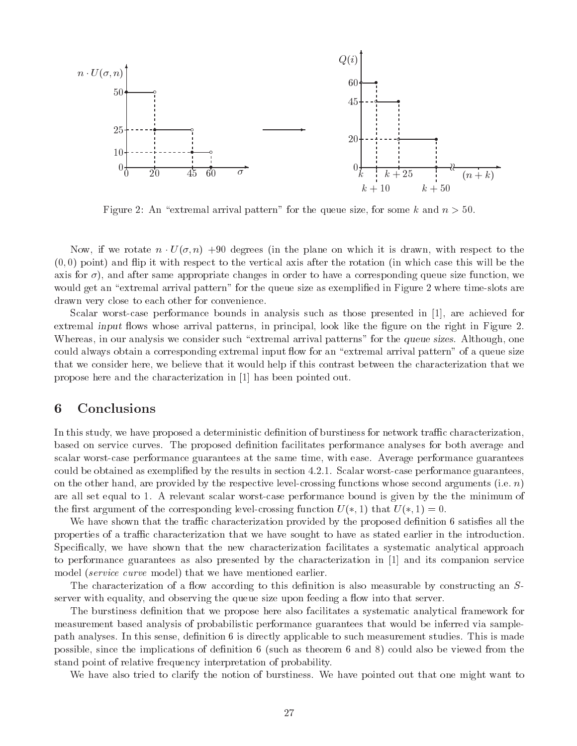Figure 2: An "extremal arrival pattern" for the queue size, for some $k$ and $n > 50$.

Now, if we rotate $n \cdot U(\sigma, n)$ +90 degrees (in the plane on which it is drawn, with respect to the $(0, 0)$ point) and flip it with respect to the vertical axis after the rotation (in which case this will be the axis for $\sigma$), and after same appropriate changes in order to have a corresponding queue size function, we would get an "extremal arrival pattern" for the queue size as exemplified in Figure 2 where time-slots are drawn very close to each other for convenience.

Scalar worst-case performance bounds in analysis such as those presented in [1], are achieved for extremal *input* flows whose arrival patterns, in principal, look like the figure on the right in Figure 2. Whereas, in our analysis we consider such "extremal arrival patterns" for the *queue sizes*. Although, one could always obtain a corresponding extremal input flow for an "extremal arrival pattern" of a queue size that we consider here, we believe that it would help if this contrast between the characterization that we propose here and the characterization in [1] has been pointed out.

## 6 Conclusions

In this study, we have proposed a deterministic definition of burstiness for network traffic characterization, based on service curves. The proposed definition facilitates performance analyses for both average and scalar worst-case performance guarantees at the same time, with ease. Average performance guarantees could be obtained as exemplified by the results in section 4.2.1. Scalar worst-case performance guarantees, on the other hand, are provided by the respective level-crossing functions whose second arguments (i.e. $n$) are all set equal to 1. A relevant scalar worst-case performance bound is given by the the minimum of the first argument of the corresponding level-crossing function $U(*, 1)$ that $U(*, 1) = 0$.

We have shown that the traffic characterization provided by the proposed definition 6 satisfies all the properties of a traffic characterization that we have sought to have as stated earlier in the introduction. Specifically, we have shown that the new characterization facilitates a systematic analytical approach to performance guarantees as also presented by the characterization in [1] and its companion service model (*service curve* model) that we have mentioned earlier.

The characterization of a flow according to this definition is also measurable by constructing an $S$-server with equality, and observing the queue size upon feeding a flow into that server.

The burstiness definition that we propose here also facilitates a systematic analytical framework for measurement based analysis of probabilistic performance guarantees that would be inferred via sample-path analyses. In this sense, definition 6 is directly applicable to such measurement studies. This is made possible, since the implications of definition 6 (such as theorem 6 and 8) could also be viewed from the stand point of relative frequency interpretation of probability.

We have also tried to clarify the notion of burstiness. We have pointed out that one might want to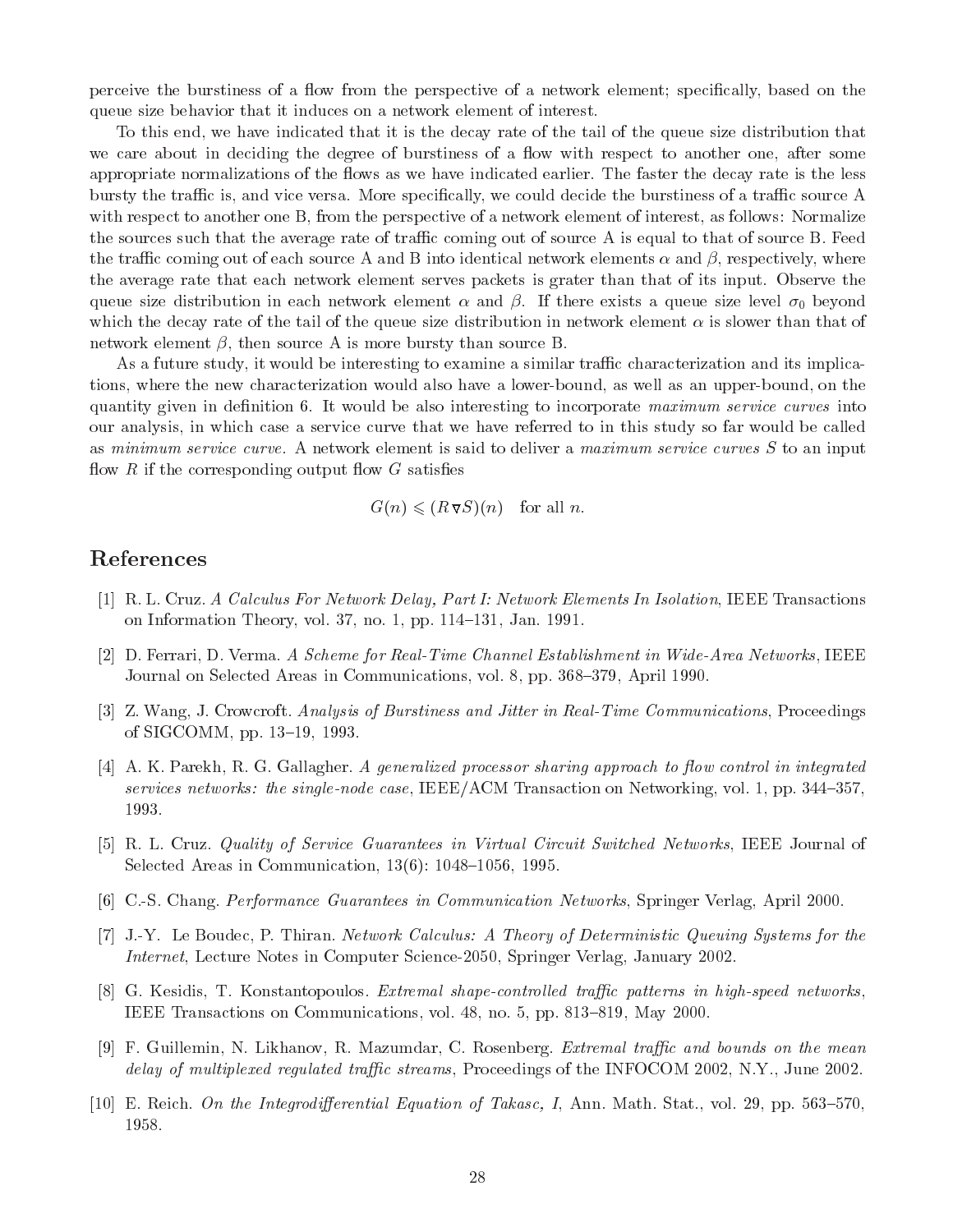perceive the burstiness of a flow from the perspective of a network element; specifically, based on the queue size behavior that it induces on a network element of interest.

To this end, we have indicated that it is the decay rate of the tail of the queue size distribution that we care about in deciding the degree of burstiness of a flow with respect to another one, after some appropriate normalizations of the flows as we have indicated earlier. The faster the decay rate is the less bursty the traffic is, and vice versa. More specifically, we could decide the burstiness of a traffic source A with respect to another one B, from the perspective of a network element of interest, as follows: Normalize the sources such that the average rate of traffic coming out of source A is equal to that of source B. Feed the traffic coming out of each source A and B into identical network elements $\alpha$ and $\beta$, respectively, where the average rate that each network element serves packets is grater than that of its input. Observe the queue size distribution in each network element $\alpha$ and $\beta$. If there exists a queue size level $\sigma_0$ beyond which the decay rate of the tail of the queue size distribution in network element $\alpha$ is slower than that of network element $\beta$, then source A is more bursty than source B.

As a future study, it would be interesting to examine a similar traffic characterization and its implications, where the new characterization would also have a lower-bound, as well as an upper-bound, on the quantity given in definition 6. It would be also interesting to incorporate *maximum service curves* into our analysis, in which case a service curve that we have referred to in this study so far would be called as *minimum service curve*. A network element is said to deliver a *maximum service curves* $S$ to an input flow $R$ if the corresponding output flow $G$ satisfies

$$G(n) \leqslant (R \,\overline{\nabla}\, S)(n) \quad \text{for all } n.$$

# References

[1] R. L. Cruz. *A Calculus For Network Delay, Part I: Network Elements In Isolation*, IEEE Transactions on Information Theory, vol. 37, no. 1, pp. 114–131, Jan. 1991.

[2] D. Ferrari, D. Verma. *A Scheme for Real-Time Channel Establishment in Wide-Area Networks*, IEEE Journal on Selected Areas in Communications, vol. 8, pp. 368–379, April 1990.

[3] Z. Wang, J. Crowcroft. *Analysis of Burstiness and Jitter in Real-Time Communications*, Proceedings of SIGCOMM, pp. 13–19, 1993.

[4] A. K. Parekh, R. G. Gallagher. *A generalized processor sharing approach to flow control in integrated services networks: the single-node case*, IEEE/ACM Transaction on Networking, vol. 1, pp. 344–357, 1993.

[5] R. L. Cruz. *Quality of Service Guarantees in Virtual Circuit Switched Networks*, IEEE Journal of Selected Areas in Communication, 13(6): 1048–1056, 1995.

[6] C.-S. Chang. *Performance Guarantees in Communication Networks*, Springer Verlag, April 2000.

[7] J.-Y. Le Boudec, P. Thiran. *Network Calculus: A Theory of Deterministic Queuing Systems for the Internet*, Lecture Notes in Computer Science-2050, Springer Verlag, January 2002.

[8] G. Kesidis, T. Konstantopoulos. *Extremal shape-controlled traffic patterns in high-speed networks*, IEEE Transactions on Communications, vol. 48, no. 5, pp. 813–819, May 2000.

[9] F. Guillemin, N. Likhanov, R. Mazumdar, C. Rosenberg. *Extremal traffic and bounds on the mean delay of multiplexed regulated traffic streams*, Proceedings of the INFOCOM 2002, N.Y., June 2002.

[10] E. Reich. *On the Integrodifferential Equation of Takasc, I*, Ann. Math. Stat., vol. 29, pp. 563–570, 1958.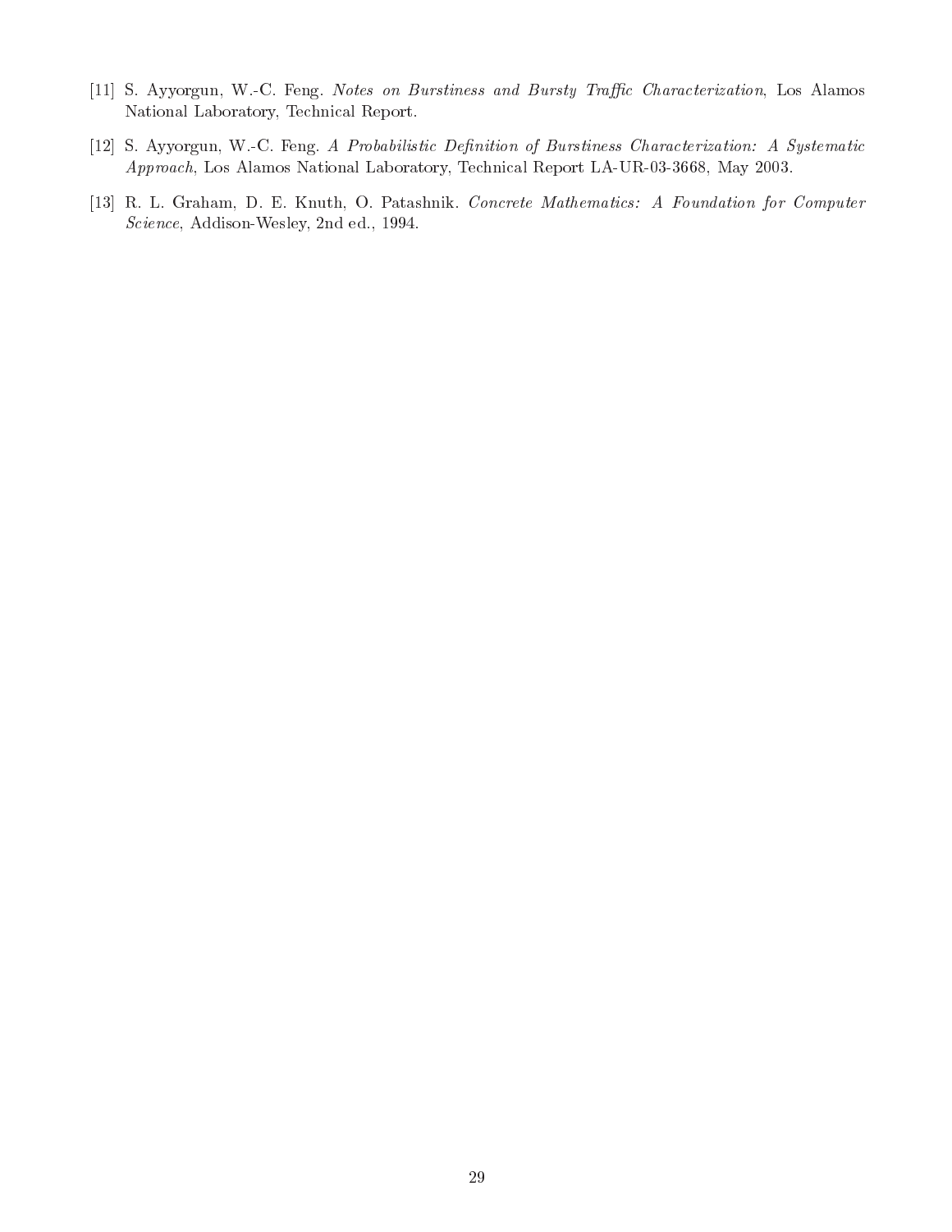[11] S. Ayyorgun, W.-C. Feng. *Notes on Burstiness and Bursty Traffic Characterization*, Los Alamos National Laboratory, Technical Report.

[12] S. Ayyorgun, W.-C. Feng. *A Probabilistic Definition of Burstiness Characterization: A Systematic Approach*, Los Alamos National Laboratory, Technical Report LA-UR-03-3668, May 2003.

[13] R. L. Graham, D. E. Knuth, O. Patashnik. *Concrete Mathematics: A Foundation for Computer Science*, Addison-Wesley, 2nd ed., 1994.